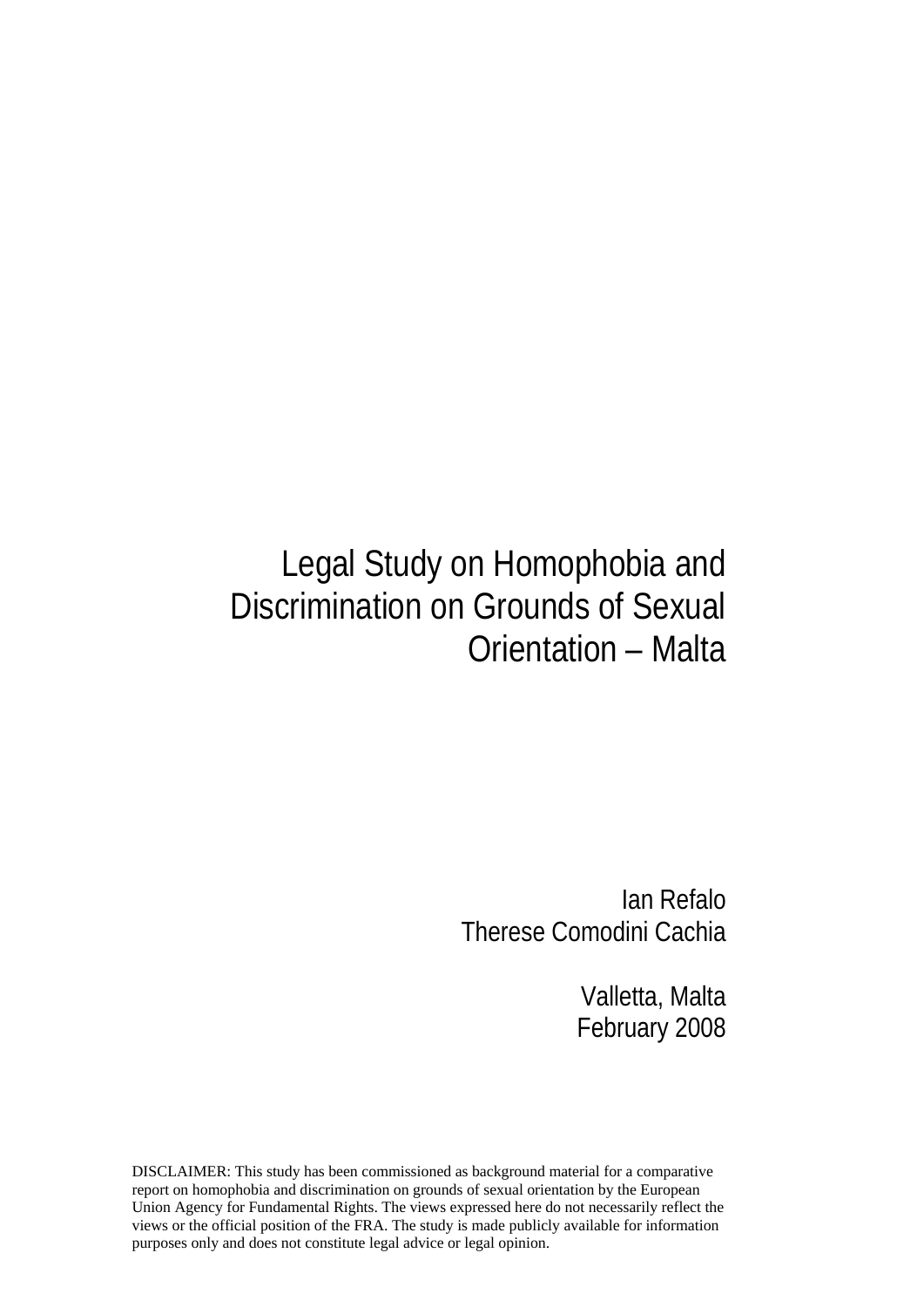# Legal Study on Homophobia and Discrimination on Grounds of Sexual Orientation – Malta

Ian Refalo
Therese Comodini Cachia

Valletta, Malta
February 2008

DISCLAIMER: This study has been commissioned as background material for a comparative report on homophobia and discrimination on grounds of sexual orientation by the European Union Agency for Fundamental Rights. The views expressed here do not necessarily reflect the views or the official position of the FRA. The study is made publicly available for information purposes only and does not constitute legal advice or legal opinion.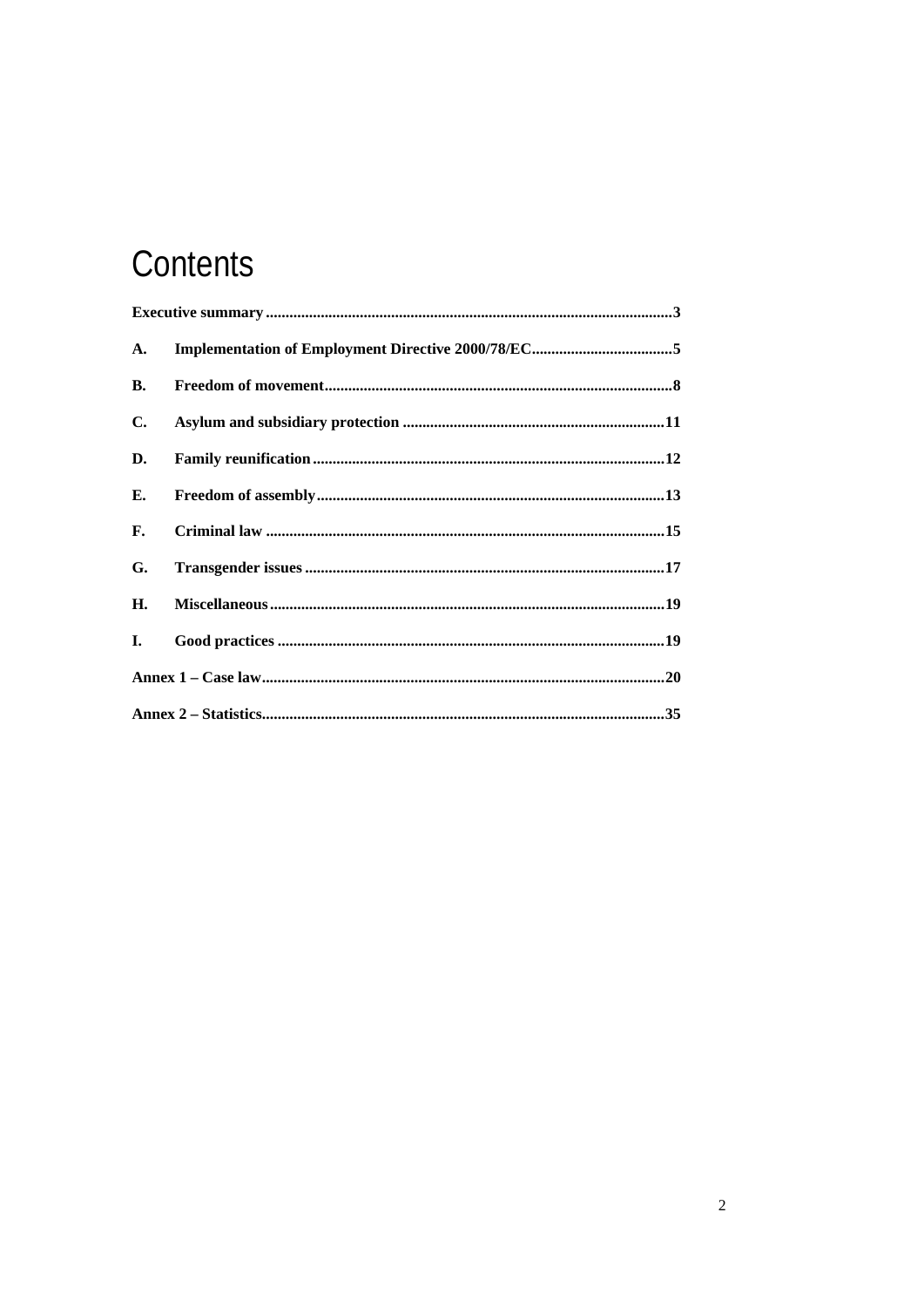# Contents

**Executive summary .......................................................................................................3**

**A. Implementation of Employment Directive 2000/78/EC....................................5**

**B. Freedom of movement........................................................................................8**

**C. Asylum and subsidiary protection ..................................................................11**

**D. Family reunification .........................................................................................12**

**E. Freedom of assembly........................................................................................13**

**F. Criminal law .....................................................................................................15**

**G. Transgender issues ...........................................................................................17**

**H. Miscellaneous....................................................................................................19**

**I. Good practices ..................................................................................................19**

**Annex 1 – Case law......................................................................................................20**

**Annex 2 – Statistics......................................................................................................35**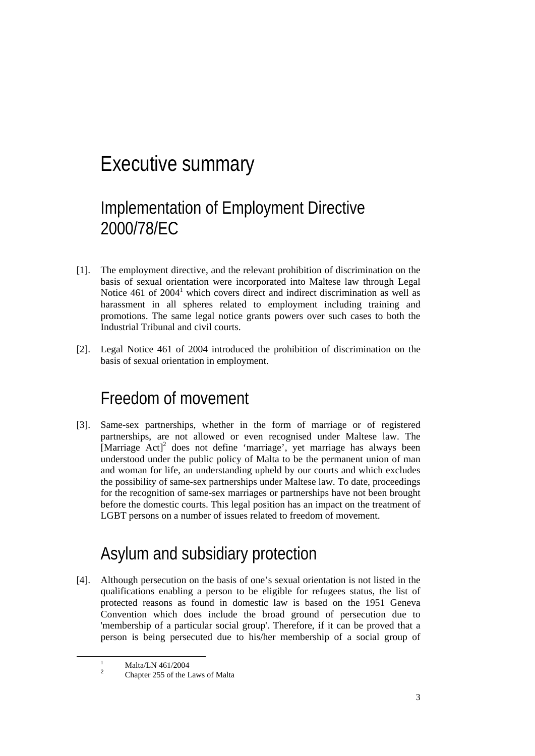# Executive summary

## Implementation of Employment Directive 2000/78/EC

[1]. The employment directive, and the relevant prohibition of discrimination on the basis of sexual orientation were incorporated into Maltese law through Legal Notice 461 of 2004[1] which covers direct and indirect discrimination as well as harassment in all spheres related to employment including training and promotions. The same legal notice grants powers over such cases to both the Industrial Tribunal and civil courts.

[2]. Legal Notice 461 of 2004 introduced the prohibition of discrimination on the basis of sexual orientation in employment.

## Freedom of movement

[3]. Same-sex partnerships, whether in the form of marriage or of registered partnerships, are not allowed or even recognised under Maltese law. The [Marriage Act][2] does not define 'marriage', yet marriage has always been understood under the public policy of Malta to be the permanent union of man and woman for life, an understanding upheld by our courts and which excludes the possibility of same-sex partnerships under Maltese law. To date, proceedings for the recognition of same-sex marriages or partnerships have not been brought before the domestic courts. This legal position has an impact on the treatment of LGBT persons on a number of issues related to freedom of movement.

## Asylum and subsidiary protection

[4]. Although persecution on the basis of one's sexual orientation is not listed in the qualifications enabling a person to be eligible for refugees status, the list of protected reasons as found in domestic law is based on the 1951 Geneva Convention which does include the broad ground of persecution due to 'membership of a particular social group'. Therefore, if it can be proved that a person is being persecuted due to his/her membership of a social group of

---

[1] Malta/LN 461/2004

[2] Chapter 255 of the Laws of Malta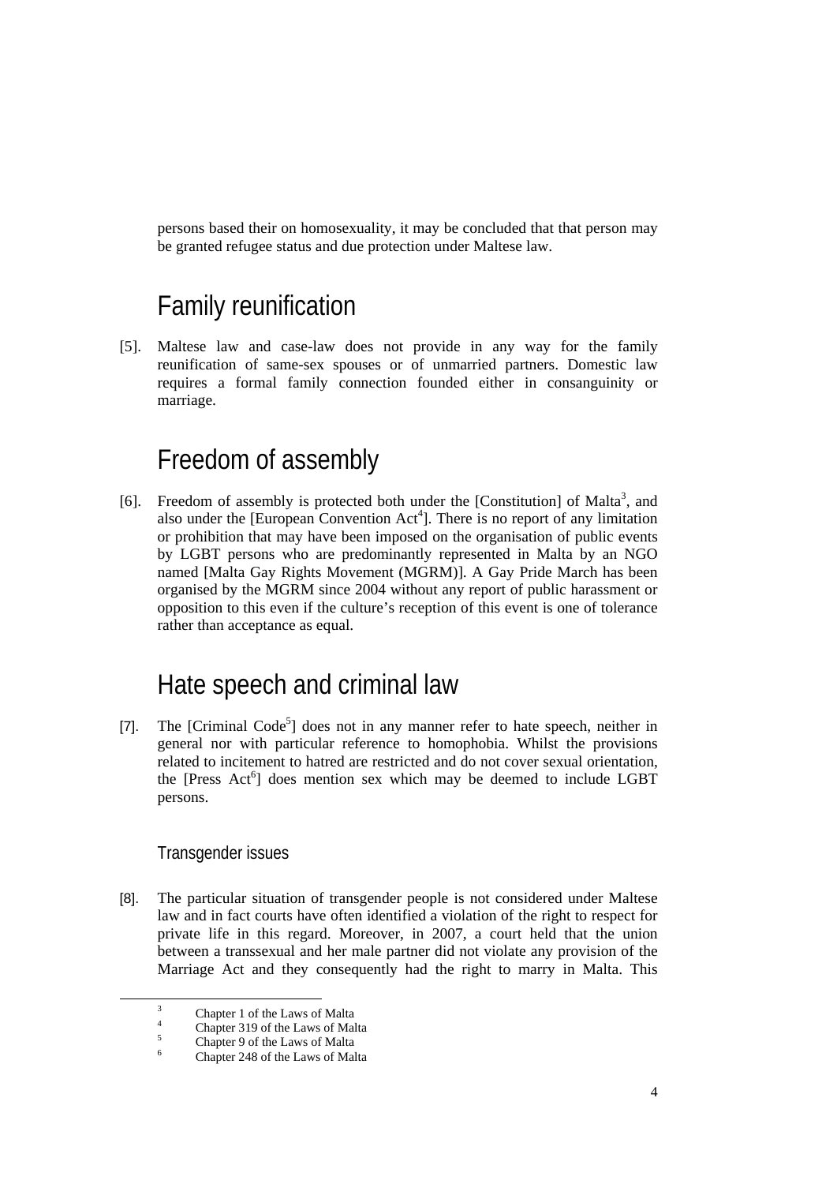persons based their on homosexuality, it may be concluded that that person may be granted refugee status and due protection under Maltese law.

## Family reunification

[5]. Maltese law and case-law does not provide in any way for the family reunification of same-sex spouses or of unmarried partners. Domestic law requires a formal family connection founded either in consanguinity or marriage.

## Freedom of assembly

[6]. Freedom of assembly is protected both under the [Constitution] of Malta[3], and also under the [European Convention Act[4]]. There is no report of any limitation or prohibition that may have been imposed on the organisation of public events by LGBT persons who are predominantly represented in Malta by an NGO named [Malta Gay Rights Movement (MGRM)]. A Gay Pride March has been organised by the MGRM since 2004 without any report of public harassment or opposition to this even if the culture's reception of this event is one of tolerance rather than acceptance as equal.

## Hate speech and criminal law

[7]. The [Criminal Code[5]] does not in any manner refer to hate speech, neither in general nor with particular reference to homophobia. Whilst the provisions related to incitement to hatred are restricted and do not cover sexual orientation, the [Press Act[6]] does mention sex which may be deemed to include LGBT persons.

### Transgender issues

[8]. The particular situation of transgender people is not considered under Maltese law and in fact courts have often identified a violation of the right to respect for private life in this regard. Moreover, in 2007, a court held that the union between a transsexual and her male partner did not violate any provision of the Marriage Act and they consequently had the right to marry in Malta. This

---

[3] Chapter 1 of the Laws of Malta

[4] Chapter 319 of the Laws of Malta

[5] Chapter 9 of the Laws of Malta

[6] Chapter 248 of the Laws of Malta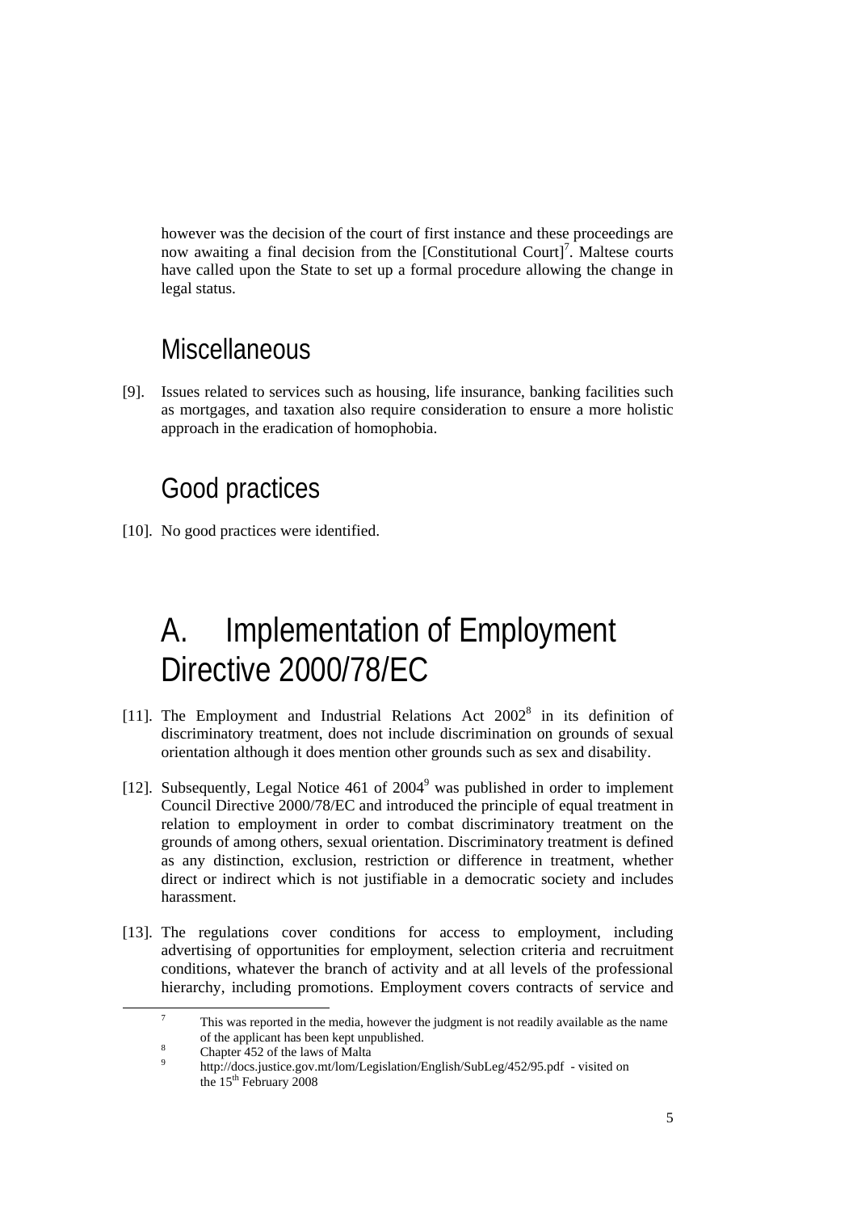however was the decision of the court of first instance and these proceedings are now awaiting a final decision from the [Constitutional Court][7]. Maltese courts have called upon the State to set up a formal procedure allowing the change in legal status.

## Miscellaneous

[9]. Issues related to services such as housing, life insurance, banking facilities such as mortgages, and taxation also require consideration to ensure a more holistic approach in the eradication of homophobia.

## Good practices

[10]. No good practices were identified.

# A. Implementation of Employment Directive 2000/78/EC

[11]. The Employment and Industrial Relations Act 2002[8] in its definition of discriminatory treatment, does not include discrimination on grounds of sexual orientation although it does mention other grounds such as sex and disability.

[12]. Subsequently, Legal Notice 461 of 2004[9] was published in order to implement Council Directive 2000/78/EC and introduced the principle of equal treatment in relation to employment in order to combat discriminatory treatment on the grounds of among others, sexual orientation. Discriminatory treatment is defined as any distinction, exclusion, restriction or difference in treatment, whether direct or indirect which is not justifiable in a democratic society and includes harassment.

[13]. The regulations cover conditions for access to employment, including advertising of opportunities for employment, selection criteria and recruitment conditions, whatever the branch of activity and at all levels of the professional hierarchy, including promotions. Employment covers contracts of service and

---

[7] This was reported in the media, however the judgment is not readily available as the name of the applicant has been kept unpublished.

[8] Chapter 452 of the laws of Malta

[9] http://docs.justice.gov.mt/lom/Legislation/English/SubLeg/452/95.pdf - visited on the 15th February 2008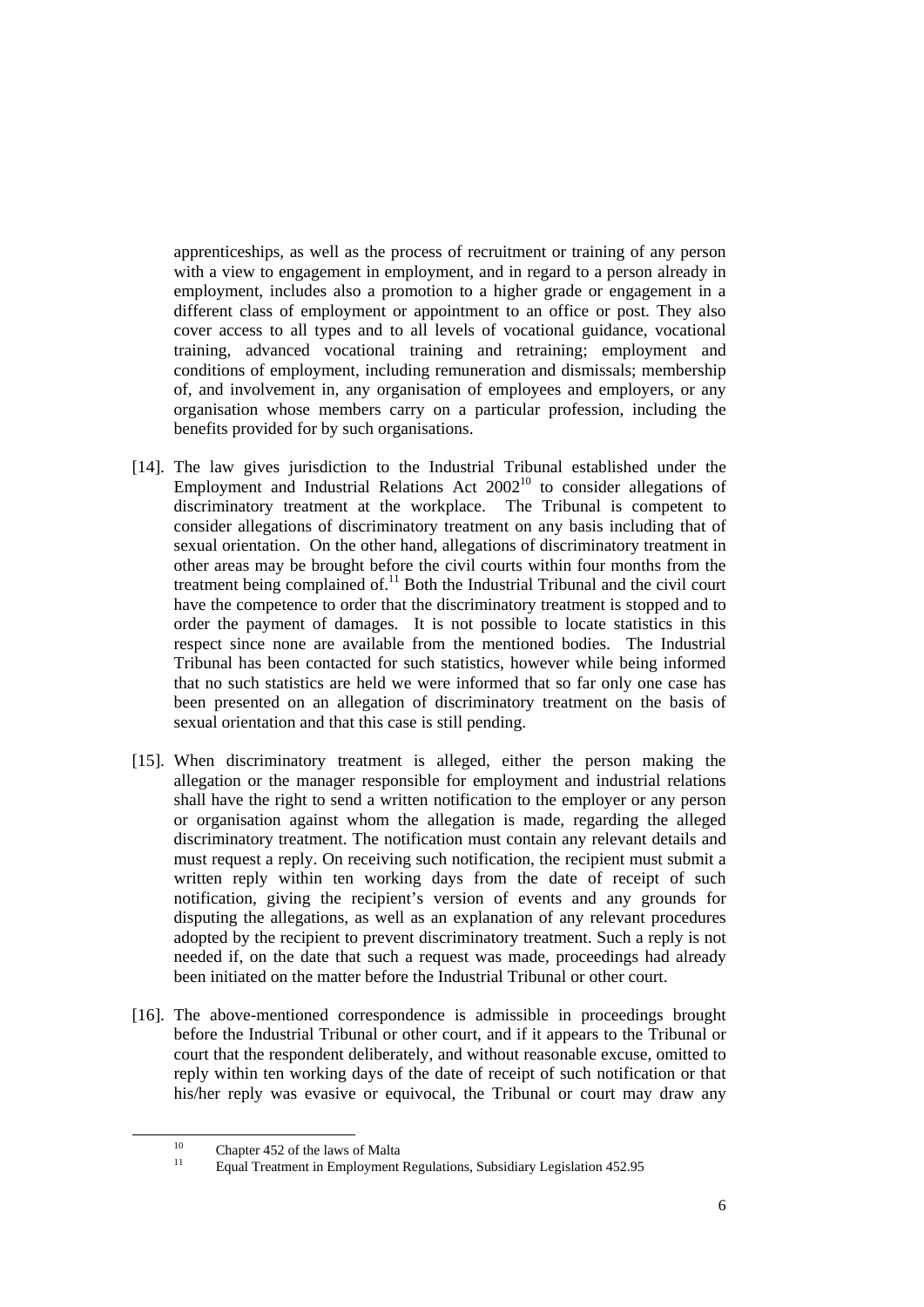apprenticeships, as well as the process of recruitment or training of any person with a view to engagement in employment, and in regard to a person already in employment, includes also a promotion to a higher grade or engagement in a different class of employment or appointment to an office or post. They also cover access to all types and to all levels of vocational guidance, vocational training, advanced vocational training and retraining; employment and conditions of employment, including remuneration and dismissals; membership of, and involvement in, any organisation of employees and employers, or any organisation whose members carry on a particular profession, including the benefits provided for by such organisations.

[14]. The law gives jurisdiction to the Industrial Tribunal established under the Employment and Industrial Relations Act 2002[10] to consider allegations of discriminatory treatment at the workplace. The Tribunal is competent to consider allegations of discriminatory treatment on any basis including that of sexual orientation. On the other hand, allegations of discriminatory treatment in other areas may be brought before the civil courts within four months from the treatment being complained of.[11] Both the Industrial Tribunal and the civil court have the competence to order that the discriminatory treatment is stopped and to order the payment of damages. It is not possible to locate statistics in this respect since none are available from the mentioned bodies. The Industrial Tribunal has been contacted for such statistics, however while being informed that no such statistics are held we were informed that so far only one case has been presented on an allegation of discriminatory treatment on the basis of sexual orientation and that this case is still pending.

[15]. When discriminatory treatment is alleged, either the person making the allegation or the manager responsible for employment and industrial relations shall have the right to send a written notification to the employer or any person or organisation against whom the allegation is made, regarding the alleged discriminatory treatment. The notification must contain any relevant details and must request a reply. On receiving such notification, the recipient must submit a written reply within ten working days from the date of receipt of such notification, giving the recipient's version of events and any grounds for disputing the allegations, as well as an explanation of any relevant procedures adopted by the recipient to prevent discriminatory treatment. Such a reply is not needed if, on the date that such a request was made, proceedings had already been initiated on the matter before the Industrial Tribunal or other court.

[16]. The above-mentioned correspondence is admissible in proceedings brought before the Industrial Tribunal or other court, and if it appears to the Tribunal or court that the respondent deliberately, and without reasonable excuse, omitted to reply within ten working days of the date of receipt of such notification or that his/her reply was evasive or equivocal, the Tribunal or court may draw any

[10] Chapter 452 of the laws of Malta

[11] Equal Treatment in Employment Regulations, Subsidiary Legislation 452.95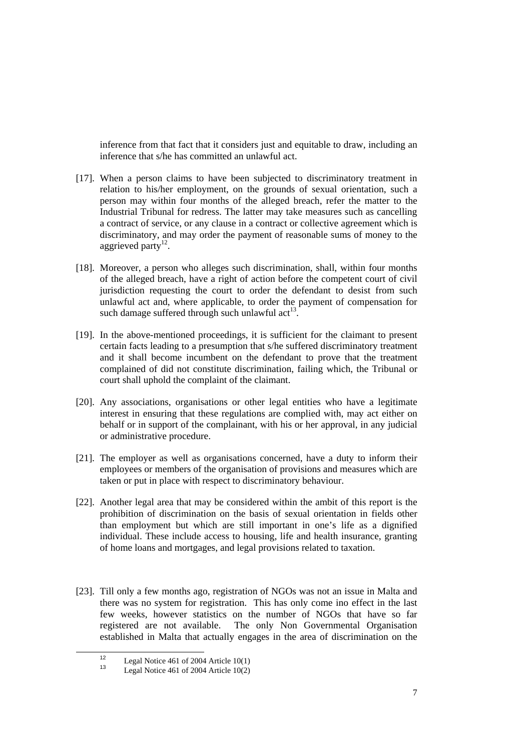inference from that fact that it considers just and equitable to draw, including an inference that s/he has committed an unlawful act.

[17]. When a person claims to have been subjected to discriminatory treatment in relation to his/her employment, on the grounds of sexual orientation, such a person may within four months of the alleged breach, refer the matter to the Industrial Tribunal for redress. The latter may take measures such as cancelling a contract of service, or any clause in a contract or collective agreement which is discriminatory, and may order the payment of reasonable sums of money to the aggrieved party[12].

[18]. Moreover, a person who alleges such discrimination, shall, within four months of the alleged breach, have a right of action before the competent court of civil jurisdiction requesting the court to order the defendant to desist from such unlawful act and, where applicable, to order the payment of compensation for such damage suffered through such unlawful act[13].

[19]. In the above-mentioned proceedings, it is sufficient for the claimant to present certain facts leading to a presumption that s/he suffered discriminatory treatment and it shall become incumbent on the defendant to prove that the treatment complained of did not constitute discrimination, failing which, the Tribunal or court shall uphold the complaint of the claimant.

[20]. Any associations, organisations or other legal entities who have a legitimate interest in ensuring that these regulations are complied with, may act either on behalf or in support of the complainant, with his or her approval, in any judicial or administrative procedure.

[21]. The employer as well as organisations concerned, have a duty to inform their employees or members of the organisation of provisions and measures which are taken or put in place with respect to discriminatory behaviour.

[22]. Another legal area that may be considered within the ambit of this report is the prohibition of discrimination on the basis of sexual orientation in fields other than employment but which are still important in one's life as a dignified individual. These include access to housing, life and health insurance, granting of home loans and mortgages, and legal provisions related to taxation.

[23]. Till only a few months ago, registration of NGOs was not an issue in Malta and there was no system for registration. This has only come ino effect in the last few weeks, however statistics on the number of NGOs that have so far registered are not available. The only Non Governmental Organisation established in Malta that actually engages in the area of discrimination on the

---

[12] Legal Notice 461 of 2004 Article 10(1)

[13] Legal Notice 461 of 2004 Article 10(2)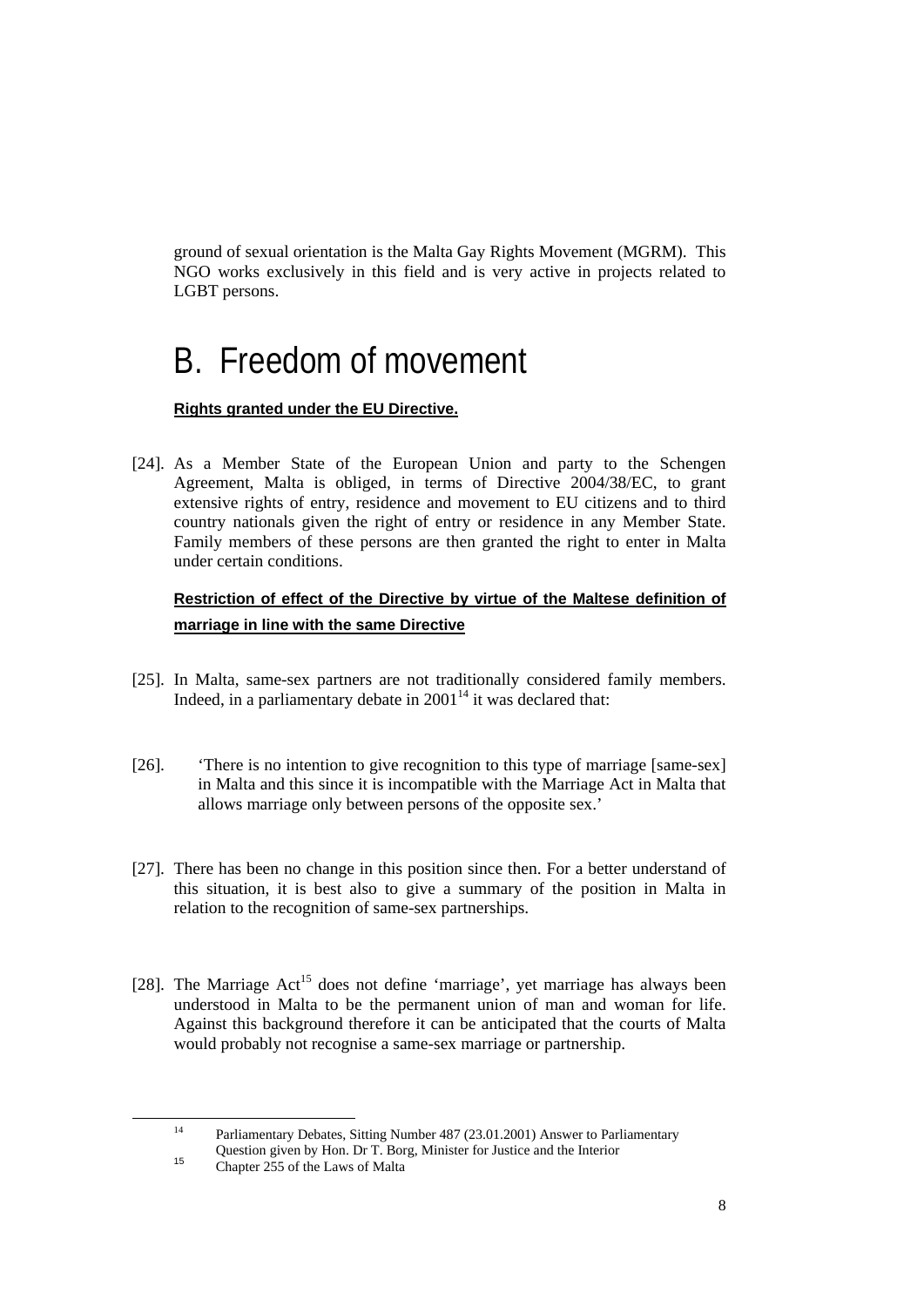ground of sexual orientation is the Malta Gay Rights Movement (MGRM). This NGO works exclusively in this field and is very active in projects related to LGBT persons.

# B. Freedom of movement

**Rights granted under the EU Directive.**

[24]. As a Member State of the European Union and party to the Schengen Agreement, Malta is obliged, in terms of Directive 2004/38/EC, to grant extensive rights of entry, residence and movement to EU citizens and to third country nationals given the right of entry or residence in any Member State. Family members of these persons are then granted the right to enter in Malta under certain conditions.

**Restriction of effect of the Directive by virtue of the Maltese definition of marriage in line with the same Directive**

[25]. In Malta, same-sex partners are not traditionally considered family members. Indeed, in a parliamentary debate in 2001[14] it was declared that:

[26]. 'There is no intention to give recognition to this type of marriage [same-sex] in Malta and this since it is incompatible with the Marriage Act in Malta that allows marriage only between persons of the opposite sex.'

[27]. There has been no change in this position since then. For a better understand of this situation, it is best also to give a summary of the position in Malta in relation to the recognition of same-sex partnerships.

[28]. The Marriage Act[15] does not define 'marriage', yet marriage has always been understood in Malta to be the permanent union of man and woman for life. Against this background therefore it can be anticipated that the courts of Malta would probably not recognise a same-sex marriage or partnership.

[14] Parliamentary Debates, Sitting Number 487 (23.01.2001) Answer to Parliamentary Question given by Hon. Dr T. Borg, Minister for Justice and the Interior

[15] Chapter 255 of the Laws of Malta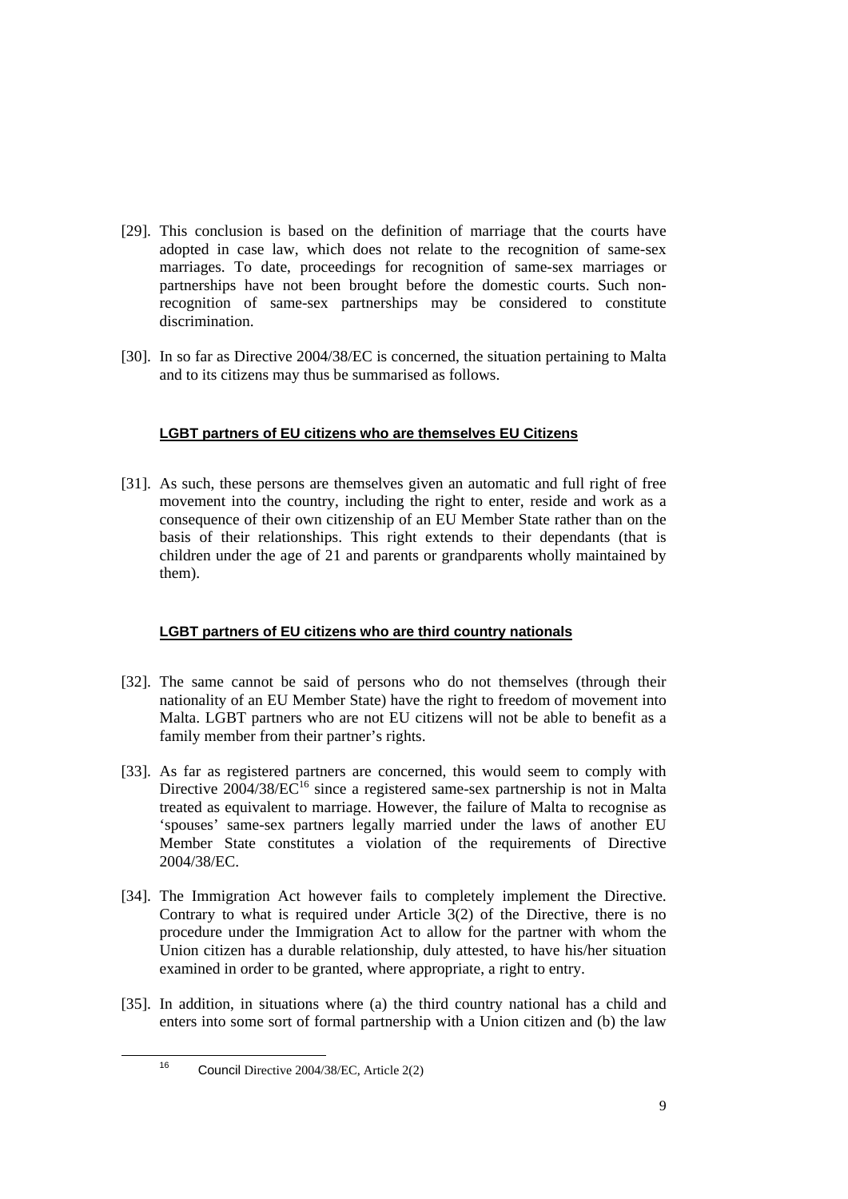[29]. This conclusion is based on the definition of marriage that the courts have adopted in case law, which does not relate to the recognition of same-sex marriages. To date, proceedings for recognition of same-sex marriages or partnerships have not been brought before the domestic courts. Such non-recognition of same-sex partnerships may be considered to constitute discrimination.

[30]. In so far as Directive 2004/38/EC is concerned, the situation pertaining to Malta and to its citizens may thus be summarised as follows.

**LGBT partners of EU citizens who are themselves EU Citizens**

[31]. As such, these persons are themselves given an automatic and full right of free movement into the country, including the right to enter, reside and work as a consequence of their own citizenship of an EU Member State rather than on the basis of their relationships. This right extends to their dependants (that is children under the age of 21 and parents or grandparents wholly maintained by them).

**LGBT partners of EU citizens who are third country nationals**

[32]. The same cannot be said of persons who do not themselves (through their nationality of an EU Member State) have the right to freedom of movement into Malta. LGBT partners who are not EU citizens will not be able to benefit as a family member from their partner's rights.

[33]. As far as registered partners are concerned, this would seem to comply with Directive 2004/38/EC[16] since a registered same-sex partnership is not in Malta treated as equivalent to marriage. However, the failure of Malta to recognise as 'spouses' same-sex partners legally married under the laws of another EU Member State constitutes a violation of the requirements of Directive 2004/38/EC.

[34]. The Immigration Act however fails to completely implement the Directive. Contrary to what is required under Article 3(2) of the Directive, there is no procedure under the Immigration Act to allow for the partner with whom the Union citizen has a durable relationship, duly attested, to have his/her situation examined in order to be granted, where appropriate, a right to entry.

[35]. In addition, in situations where (a) the third country national has a child and enters into some sort of formal partnership with a Union citizen and (b) the law

[16] Council Directive 2004/38/EC, Article 2(2)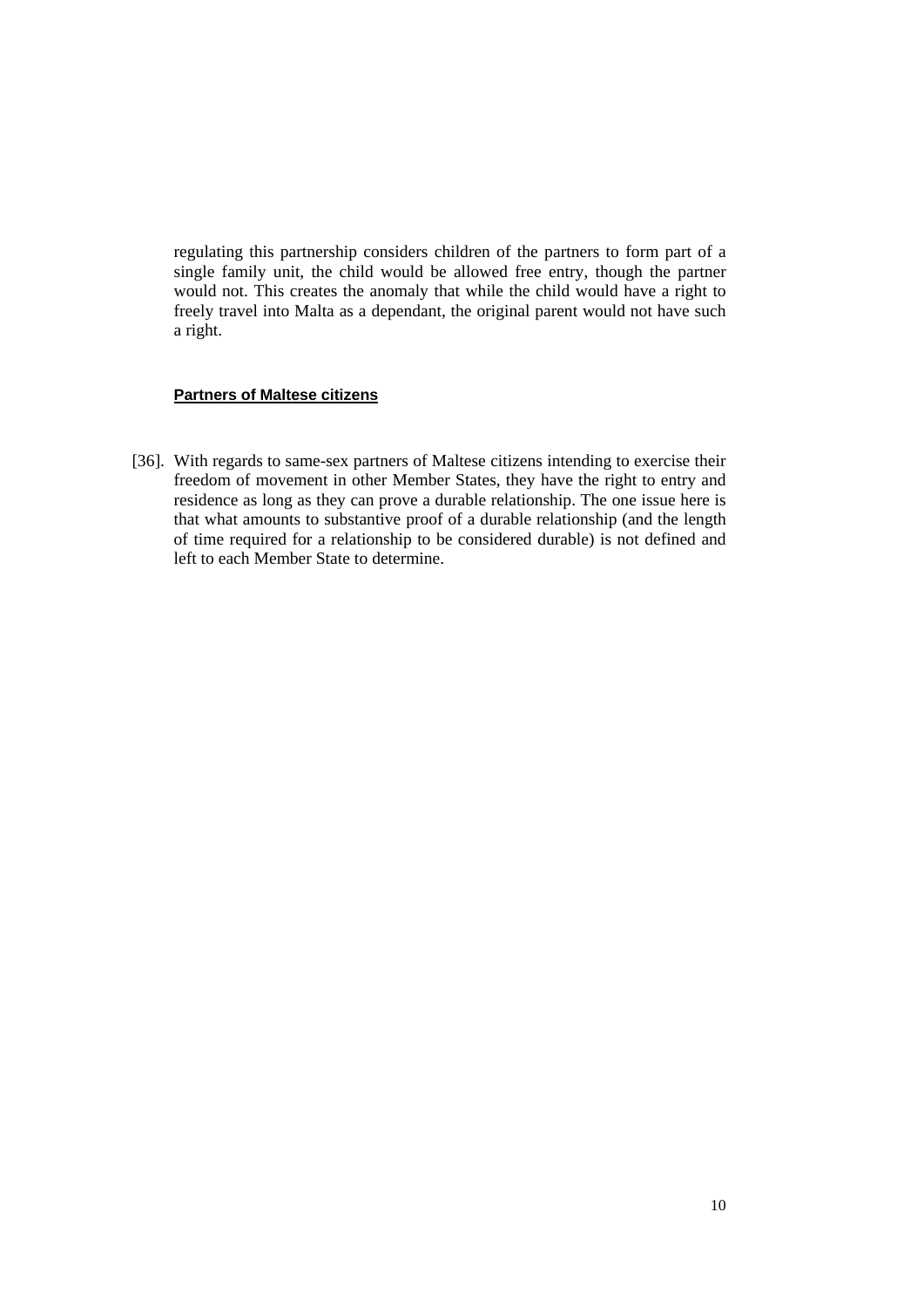regulating this partnership considers children of the partners to form part of a single family unit, the child would be allowed free entry, though the partner would not. This creates the anomaly that while the child would have a right to freely travel into Malta as a dependant, the original parent would not have such a right.

**Partners of Maltese citizens**

[36]. With regards to same-sex partners of Maltese citizens intending to exercise their freedom of movement in other Member States, they have the right to entry and residence as long as they can prove a durable relationship. The one issue here is that what amounts to substantive proof of a durable relationship (and the length of time required for a relationship to be considered durable) is not defined and left to each Member State to determine.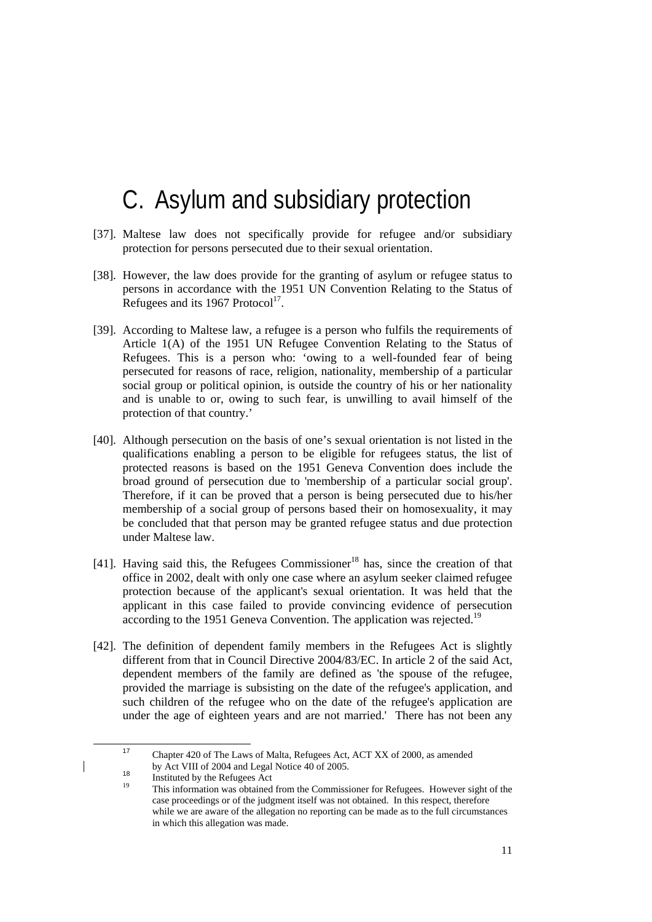# C. Asylum and subsidiary protection

[37]. Maltese law does not specifically provide for refugee and/or subsidiary protection for persons persecuted due to their sexual orientation.

[38]. However, the law does provide for the granting of asylum or refugee status to persons in accordance with the 1951 UN Convention Relating to the Status of Refugees and its 1967 Protocol[17].

[39]. According to Maltese law, a refugee is a person who fulfils the requirements of Article 1(A) of the 1951 UN Refugee Convention Relating to the Status of Refugees. This is a person who: 'owing to a well-founded fear of being persecuted for reasons of race, religion, nationality, membership of a particular social group or political opinion, is outside the country of his or her nationality and is unable to or, owing to such fear, is unwilling to avail himself of the protection of that country.'

[40]. Although persecution on the basis of one's sexual orientation is not listed in the qualifications enabling a person to be eligible for refugees status, the list of protected reasons is based on the 1951 Geneva Convention does include the broad ground of persecution due to 'membership of a particular social group'. Therefore, if it can be proved that a person is being persecuted due to his/her membership of a social group of persons based their on homosexuality, it may be concluded that that person may be granted refugee status and due protection under Maltese law.

[41]. Having said this, the Refugees Commissioner[18] has, since the creation of that office in 2002, dealt with only one case where an asylum seeker claimed refugee protection because of the applicant's sexual orientation. It was held that the applicant in this case failed to provide convincing evidence of persecution according to the 1951 Geneva Convention. The application was rejected.[19]

[42]. The definition of dependent family members in the Refugees Act is slightly different from that in Council Directive 2004/83/EC. In article 2 of the said Act, dependent members of the family are defined as 'the spouse of the refugee, provided the marriage is subsisting on the date of the refugee's application, and such children of the refugee who on the date of the refugee's application are under the age of eighteen years and are not married.' There has not been any

---

[17] Chapter 420 of The Laws of Malta, Refugees Act, ACT XX of 2000, as amended by Act VIII of 2004 and Legal Notice 40 of 2005.

[18] Instituted by the Refugees Act

[19] This information was obtained from the Commissioner for Refugees. However sight of the case proceedings or of the judgment itself was not obtained. In this respect, therefore while we are aware of the allegation no reporting can be made as to the full circumstances in which this allegation was made.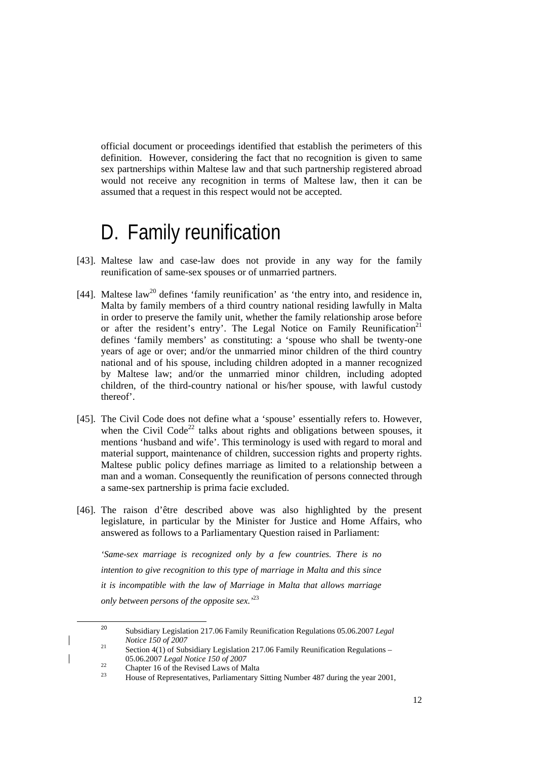official document or proceedings identified that establish the perimeters of this definition. However, considering the fact that no recognition is given to same sex partnerships within Maltese law and that such partnership registered abroad would not receive any recognition in terms of Maltese law, then it can be assumed that a request in this respect would not be accepted.

# D. Family reunification

[43]. Maltese law and case-law does not provide in any way for the family reunification of same-sex spouses or of unmarried partners.

[44]. Maltese law[20] defines 'family reunification' as 'the entry into, and residence in, Malta by family members of a third country national residing lawfully in Malta in order to preserve the family unit, whether the family relationship arose before or after the resident's entry'. The Legal Notice on Family Reunification[21] defines 'family members' as constituting: a 'spouse who shall be twenty-one years of age or over; and/or the unmarried minor children of the third country national and of his spouse, including children adopted in a manner recognized by Maltese law; and/or the unmarried minor children, including adopted children, of the third-country national or his/her spouse, with lawful custody thereof'.

[45]. The Civil Code does not define what a 'spouse' essentially refers to. However, when the Civil Code[22] talks about rights and obligations between spouses, it mentions 'husband and wife'. This terminology is used with regard to moral and material support, maintenance of children, succession rights and property rights. Maltese public policy defines marriage as limited to a relationship between a man and a woman. Consequently the reunification of persons connected through a same-sex partnership is prima facie excluded.

[46]. The raison d'être described above was also highlighted by the present legislature, in particular by the Minister for Justice and Home Affairs, who answered as follows to a Parliamentary Question raised in Parliament:

*'Same-sex marriage is recognized only by a few countries. There is no intention to give recognition to this type of marriage in Malta and this since it is incompatible with the law of Marriage in Malta that allows marriage only between persons of the opposite sex.'*[23]

---

[20] Subsidiary Legislation 217.06 Family Reunification Regulations 05.06.2007 *Legal Notice 150 of 2007*

[21] Section 4(1) of Subsidiary Legislation 217.06 Family Reunification Regulations – 05.06.2007 *Legal Notice 150 of 2007*

[22] Chapter 16 of the Revised Laws of Malta

[23] House of Representatives, Parliamentary Sitting Number 487 during the year 2001,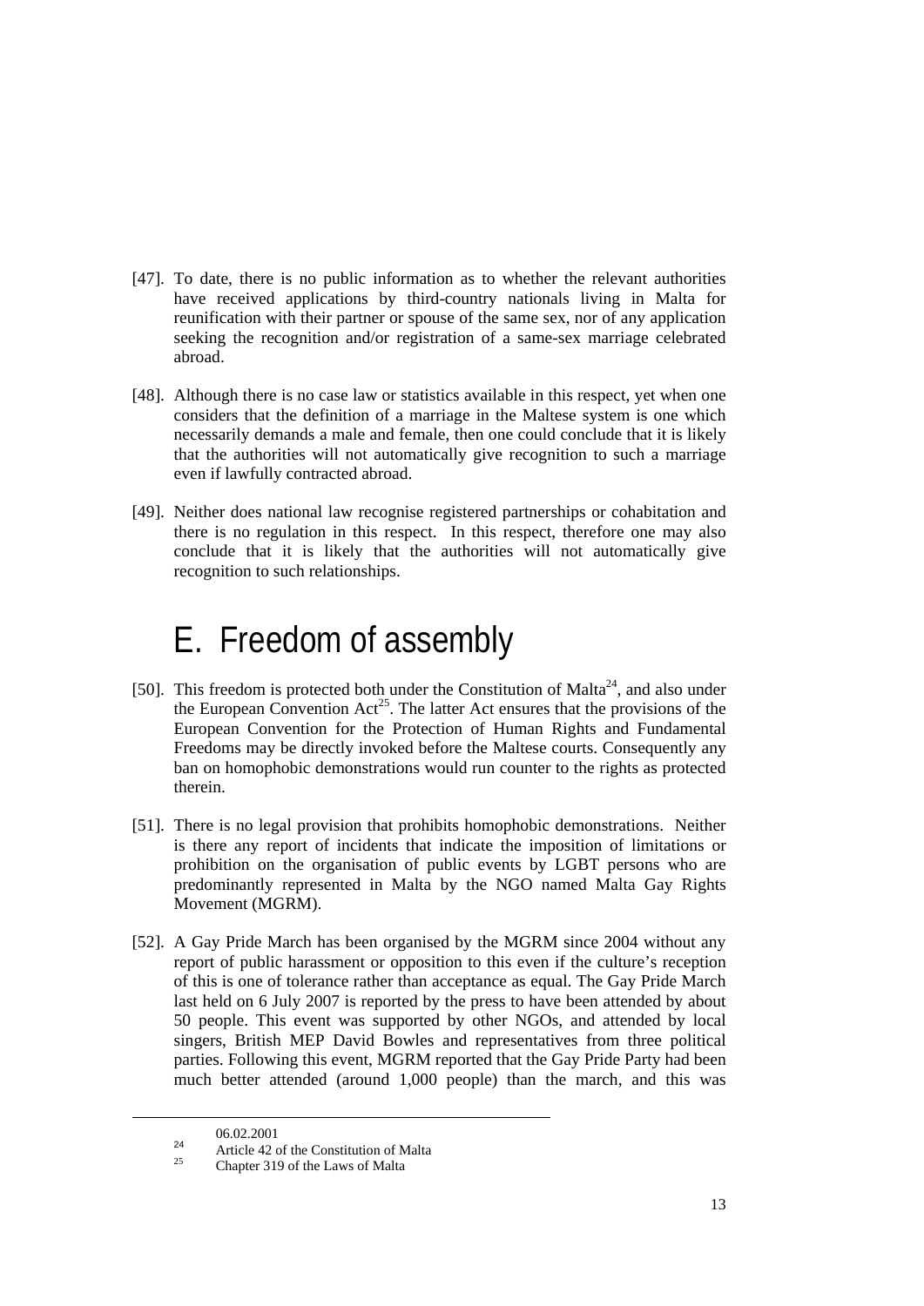[47]. To date, there is no public information as to whether the relevant authorities have received applications by third-country nationals living in Malta for reunification with their partner or spouse of the same sex, nor of any application seeking the recognition and/or registration of a same-sex marriage celebrated abroad.

[48]. Although there is no case law or statistics available in this respect, yet when one considers that the definition of a marriage in the Maltese system is one which necessarily demands a male and female, then one could conclude that it is likely that the authorities will not automatically give recognition to such a marriage even if lawfully contracted abroad.

[49]. Neither does national law recognise registered partnerships or cohabitation and there is no regulation in this respect. In this respect, therefore one may also conclude that it is likely that the authorities will not automatically give recognition to such relationships.

# E. Freedom of assembly

[50]. This freedom is protected both under the Constitution of Malta[24], and also under the European Convention Act[25]. The latter Act ensures that the provisions of the European Convention for the Protection of Human Rights and Fundamental Freedoms may be directly invoked before the Maltese courts. Consequently any ban on homophobic demonstrations would run counter to the rights as protected therein.

[51]. There is no legal provision that prohibits homophobic demonstrations. Neither is there any report of incidents that indicate the imposition of limitations or prohibition on the organisation of public events by LGBT persons who are predominantly represented in Malta by the NGO named Malta Gay Rights Movement (MGRM).

[52]. A Gay Pride March has been organised by the MGRM since 2004 without any report of public harassment or opposition to this even if the culture's reception of this is one of tolerance rather than acceptance as equal. The Gay Pride March last held on 6 July 2007 is reported by the press to have been attended by about 50 people. This event was supported by other NGOs, and attended by local singers, British MEP David Bowles and representatives from three political parties. Following this event, MGRM reported that the Gay Pride Party had been much better attended (around 1,000 people) than the march, and this was

---

06.02.2001

[24] Article 42 of the Constitution of Malta

[25] Chapter 319 of the Laws of Malta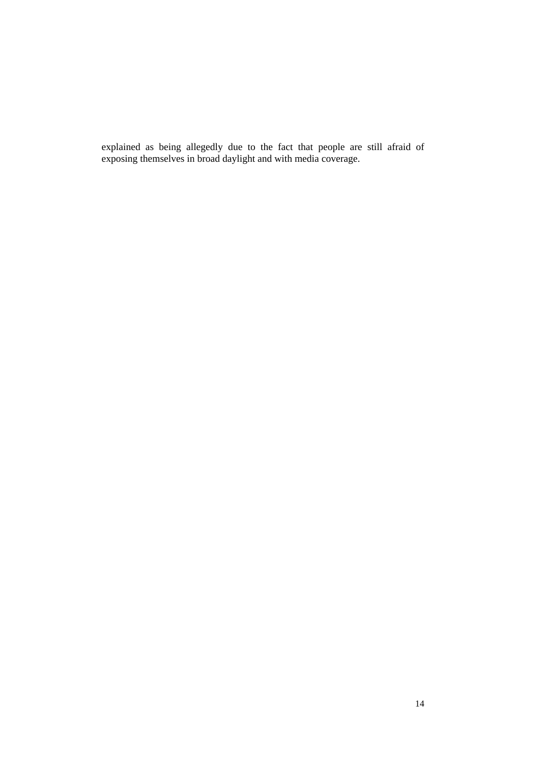explained as being allegedly due to the fact that people are still afraid of exposing themselves in broad daylight and with media coverage.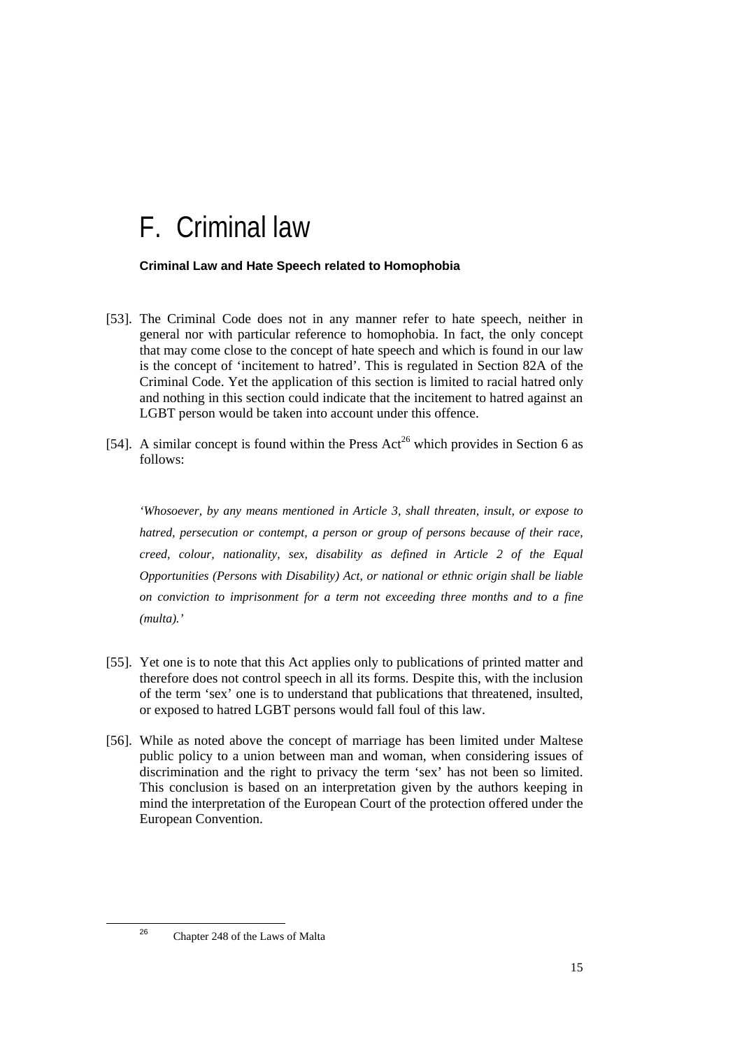# F. Criminal law

**Criminal Law and Hate Speech related to Homophobia**

[53]. The Criminal Code does not in any manner refer to hate speech, neither in general nor with particular reference to homophobia. In fact, the only concept that may come close to the concept of hate speech and which is found in our law is the concept of 'incitement to hatred'. This is regulated in Section 82A of the Criminal Code. Yet the application of this section is limited to racial hatred only and nothing in this section could indicate that the incitement to hatred against an LGBT person would be taken into account under this offence.

[54]. A similar concept is found within the Press Act[26] which provides in Section 6 as follows:

*'Whosoever, by any means mentioned in Article 3, shall threaten, insult, or expose to hatred, persecution or contempt, a person or group of persons because of their race, creed, colour, nationality, sex, disability as defined in Article 2 of the Equal Opportunities (Persons with Disability) Act, or national or ethnic origin shall be liable on conviction to imprisonment for a term not exceeding three months and to a fine (multa).'*

[55]. Yet one is to note that this Act applies only to publications of printed matter and therefore does not control speech in all its forms. Despite this, with the inclusion of the term 'sex' one is to understand that publications that threatened, insulted, or exposed to hatred LGBT persons would fall foul of this law.

[56]. While as noted above the concept of marriage has been limited under Maltese public policy to a union between man and woman, when considering issues of discrimination and the right to privacy the term 'sex' has not been so limited. This conclusion is based on an interpretation given by the authors keeping in mind the interpretation of the European Court of the protection offered under the European Convention.

[26] Chapter 248 of the Laws of Malta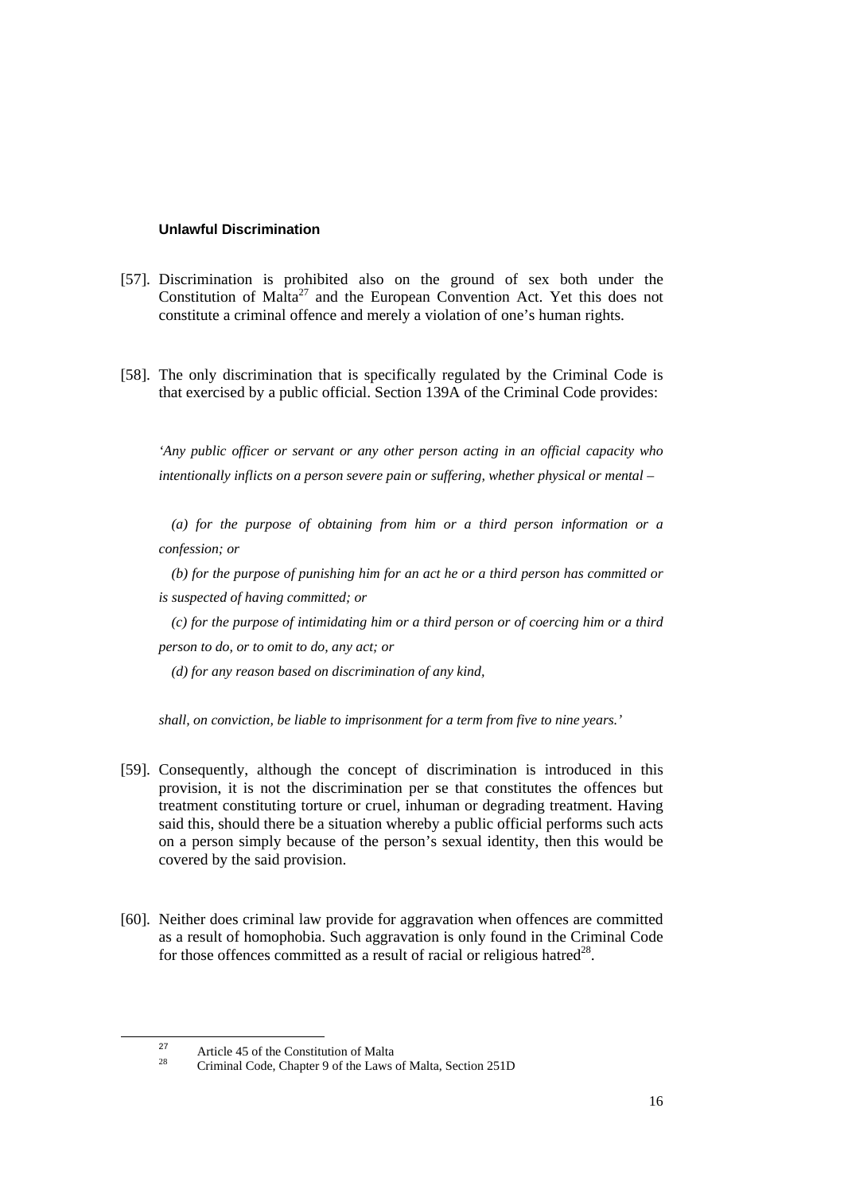### Unlawful Discrimination

[57]. Discrimination is prohibited also on the ground of sex both under the Constitution of Malta[27] and the European Convention Act. Yet this does not constitute a criminal offence and merely a violation of one's human rights.

[58]. The only discrimination that is specifically regulated by the Criminal Code is that exercised by a public official. Section 139A of the Criminal Code provides:

*'Any public officer or servant or any other person acting in an official capacity who intentionally inflicts on a person severe pain or suffering, whether physical or mental –*

*(a) for the purpose of obtaining from him or a third person information or a confession; or*

*(b) for the purpose of punishing him for an act he or a third person has committed or is suspected of having committed; or*

*(c) for the purpose of intimidating him or a third person or of coercing him or a third person to do, or to omit to do, any act; or*

*(d) for any reason based on discrimination of any kind,*

*shall, on conviction, be liable to imprisonment for a term from five to nine years.'*

[59]. Consequently, although the concept of discrimination is introduced in this provision, it is not the discrimination per se that constitutes the offences but treatment constituting torture or cruel, inhuman or degrading treatment. Having said this, should there be a situation whereby a public official performs such acts on a person simply because of the person's sexual identity, then this would be covered by the said provision.

[60]. Neither does criminal law provide for aggravation when offences are committed as a result of homophobia. Such aggravation is only found in the Criminal Code for those offences committed as a result of racial or religious hatred[28].

---

[27] Article 45 of the Constitution of Malta

[28] Criminal Code, Chapter 9 of the Laws of Malta, Section 251D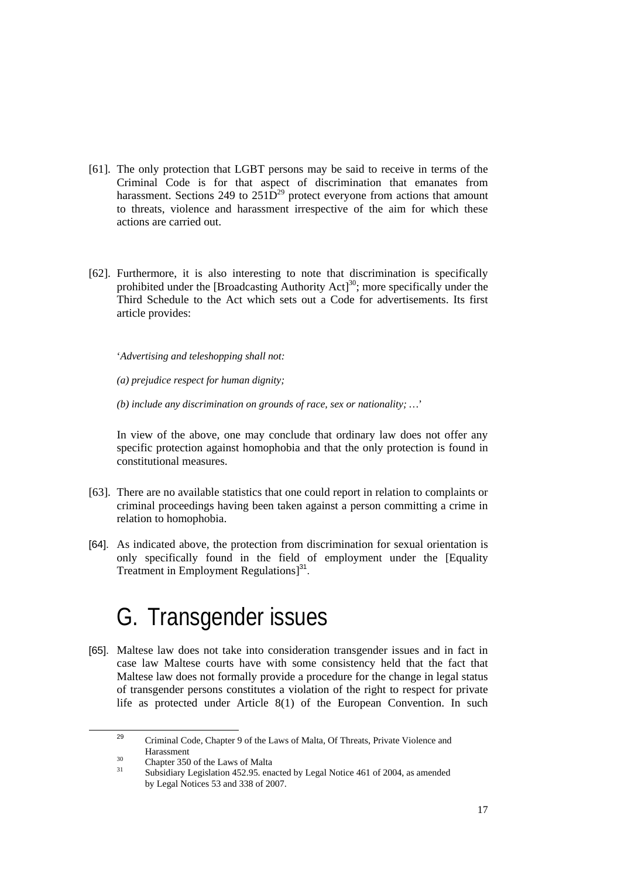[61]. The only protection that LGBT persons may be said to receive in terms of the Criminal Code is for that aspect of discrimination that emanates from harassment. Sections 249 to 251D[29] protect everyone from actions that amount to threats, violence and harassment irrespective of the aim for which these actions are carried out.

[62]. Furthermore, it is also interesting to note that discrimination is specifically prohibited under the [Broadcasting Authority Act][30]; more specifically under the Third Schedule to the Act which sets out a Code for advertisements. Its first article provides:

> '*Advertising and teleshopping shall not:*
>
> *(a) prejudice respect for human dignity;*
>
> *(b) include any discrimination on grounds of race, sex or nationality; …*'

In view of the above, one may conclude that ordinary law does not offer any specific protection against homophobia and that the only protection is found in constitutional measures.

[63]. There are no available statistics that one could report in relation to complaints or criminal proceedings having been taken against a person committing a crime in relation to homophobia.

[64]. As indicated above, the protection from discrimination for sexual orientation is only specifically found in the field of employment under the [Equality Treatment in Employment Regulations][31].

# G. Transgender issues

[65]. Maltese law does not take into consideration transgender issues and in fact in case law Maltese courts have with some consistency held that the fact that Maltese law does not formally provide a procedure for the change in legal status of transgender persons constitutes a violation of the right to respect for private life as protected under Article 8(1) of the European Convention. In such

---

[29] Criminal Code, Chapter 9 of the Laws of Malta, Of Threats, Private Violence and Harassment

[30] Chapter 350 of the Laws of Malta

[31] Subsidiary Legislation 452.95. enacted by Legal Notice 461 of 2004, as amended by Legal Notices 53 and 338 of 2007.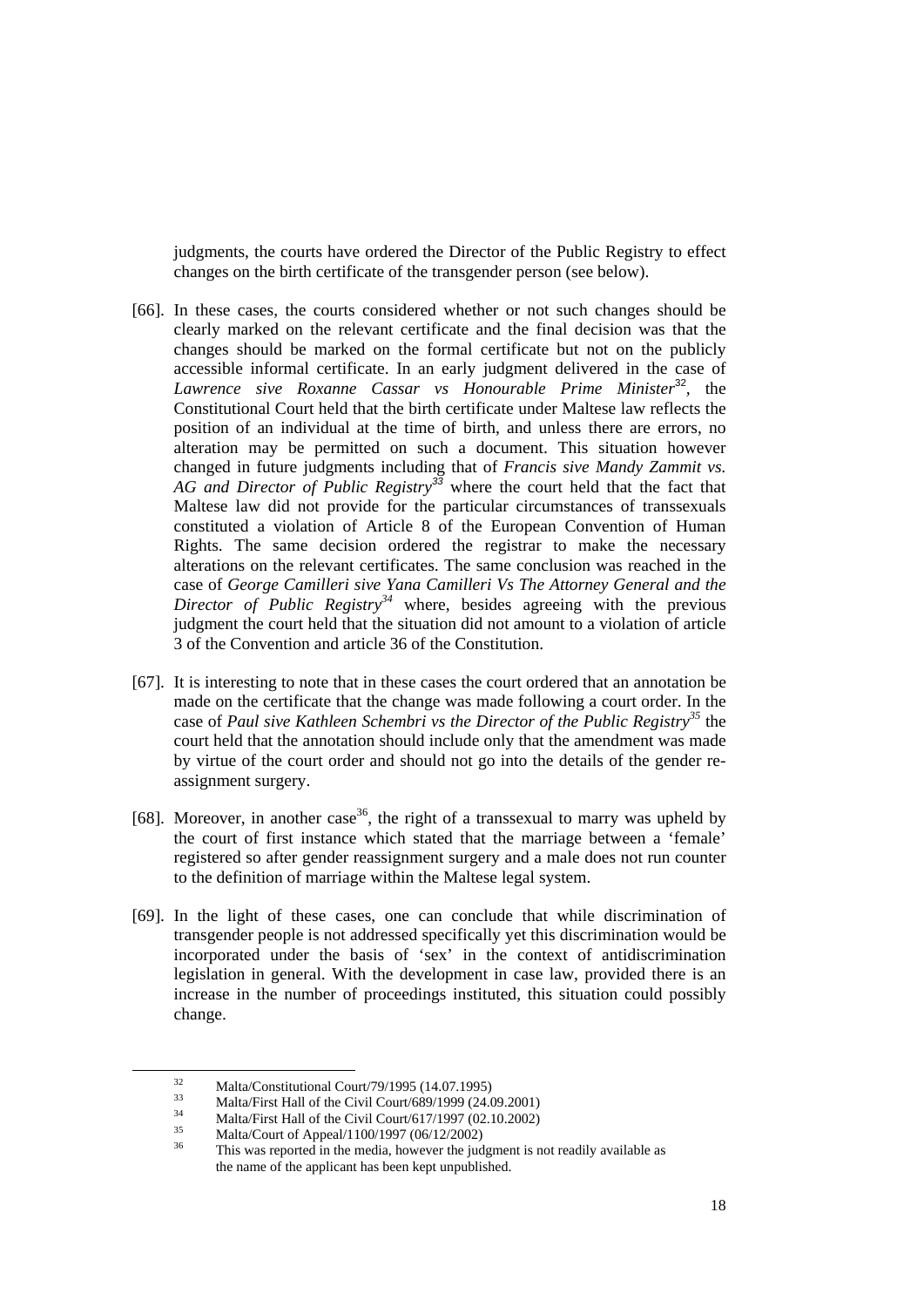judgments, the courts have ordered the Director of the Public Registry to effect changes on the birth certificate of the transgender person (see below).

[66]. In these cases, the courts considered whether or not such changes should be clearly marked on the relevant certificate and the final decision was that the changes should be marked on the formal certificate but not on the publicly accessible informal certificate. In an early judgment delivered in the case of *Lawrence sive Roxanne Cassar vs Honourable Prime Minister*[32], the Constitutional Court held that the birth certificate under Maltese law reflects the position of an individual at the time of birth, and unless there are errors, no alteration may be permitted on such a document. This situation however changed in future judgments including that of *Francis sive Mandy Zammit vs. AG and Director of Public Registry*[33] where the court held that the fact that Maltese law did not provide for the particular circumstances of transsexuals constituted a violation of Article 8 of the European Convention of Human Rights. The same decision ordered the registrar to make the necessary alterations on the relevant certificates. The same conclusion was reached in the case of *George Camilleri sive Yana Camilleri Vs The Attorney General and the Director of Public Registry*[34] where, besides agreeing with the previous judgment the court held that the situation did not amount to a violation of article 3 of the Convention and article 36 of the Constitution.

[67]. It is interesting to note that in these cases the court ordered that an annotation be made on the certificate that the change was made following a court order. In the case of *Paul sive Kathleen Schembri vs the Director of the Public Registry*[35] the court held that the annotation should include only that the amendment was made by virtue of the court order and should not go into the details of the gender re-assignment surgery.

[68]. Moreover, in another case[36], the right of a transsexual to marry was upheld by the court of first instance which stated that the marriage between a 'female' registered so after gender reassignment surgery and a male does not run counter to the definition of marriage within the Maltese legal system.

[69]. In the light of these cases, one can conclude that while discrimination of transgender people is not addressed specifically yet this discrimination would be incorporated under the basis of 'sex' in the context of antidiscrimination legislation in general. With the development in case law, provided there is an increase in the number of proceedings instituted, this situation could possibly change.

---

[32] Malta/Constitutional Court/79/1995 (14.07.1995)

[33] Malta/First Hall of the Civil Court/689/1999 (24.09.2001)

[34] Malta/First Hall of the Civil Court/617/1997 (02.10.2002)

[35] Malta/Court of Appeal/1100/1997 (06/12/2002)

[36] This was reported in the media, however the judgment is not readily available as the name of the applicant has been kept unpublished.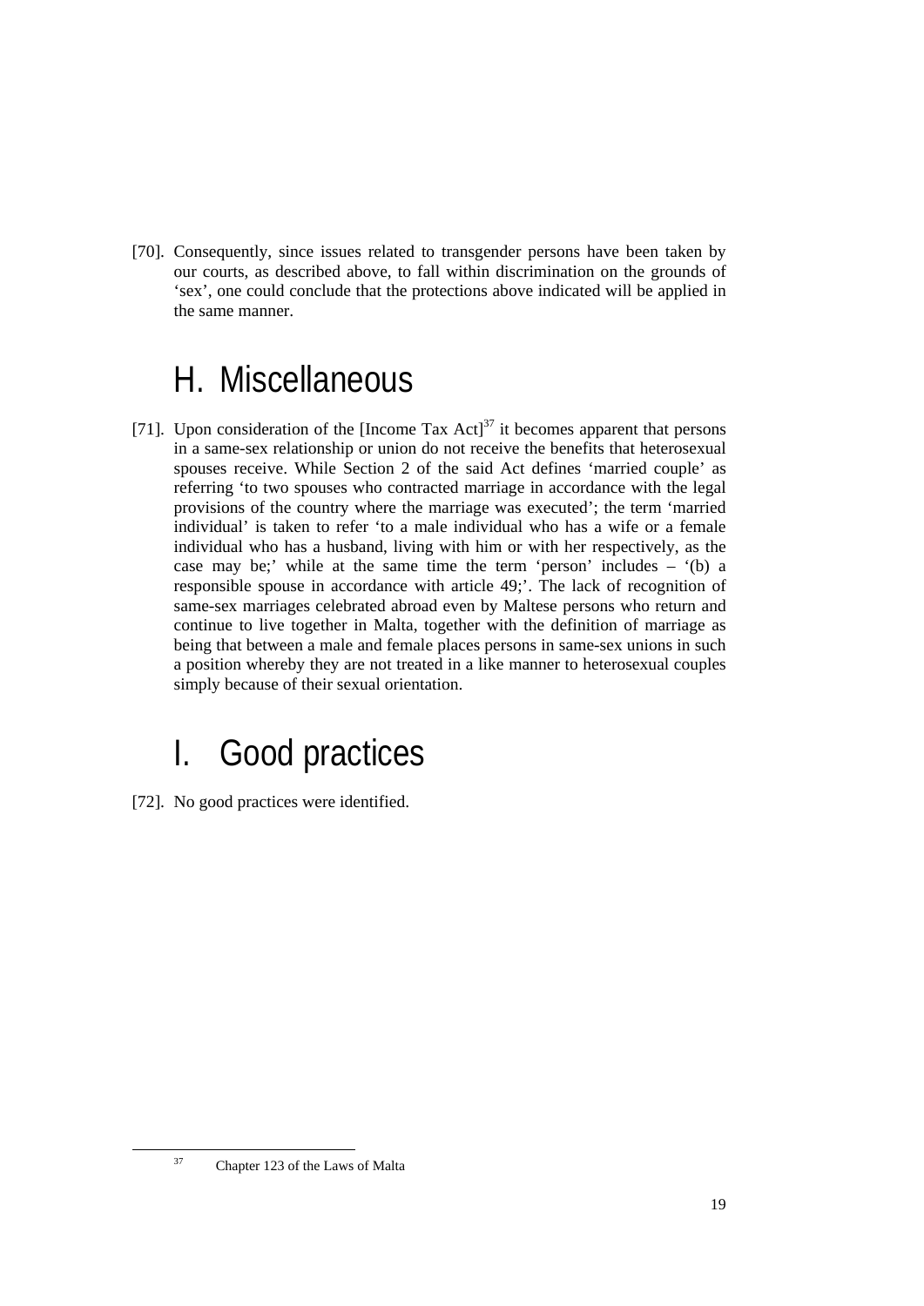[70]. Consequently, since issues related to transgender persons have been taken by our courts, as described above, to fall within discrimination on the grounds of 'sex', one could conclude that the protections above indicated will be applied in the same manner.

# H. Miscellaneous

[71]. Upon consideration of the [Income Tax Act][37] it becomes apparent that persons in a same-sex relationship or union do not receive the benefits that heterosexual spouses receive. While Section 2 of the said Act defines 'married couple' as referring 'to two spouses who contracted marriage in accordance with the legal provisions of the country where the marriage was executed'; the term 'married individual' is taken to refer 'to a male individual who has a wife or a female individual who has a husband, living with him or with her respectively, as the case may be;' while at the same time the term 'person' includes – '(b) a responsible spouse in accordance with article 49;'. The lack of recognition of same-sex marriages celebrated abroad even by Maltese persons who return and continue to live together in Malta, together with the definition of marriage as being that between a male and female places persons in same-sex unions in such a position whereby they are not treated in a like manner to heterosexual couples simply because of their sexual orientation.

# I. Good practices

[72]. No good practices were identified.

[37] Chapter 123 of the Laws of Malta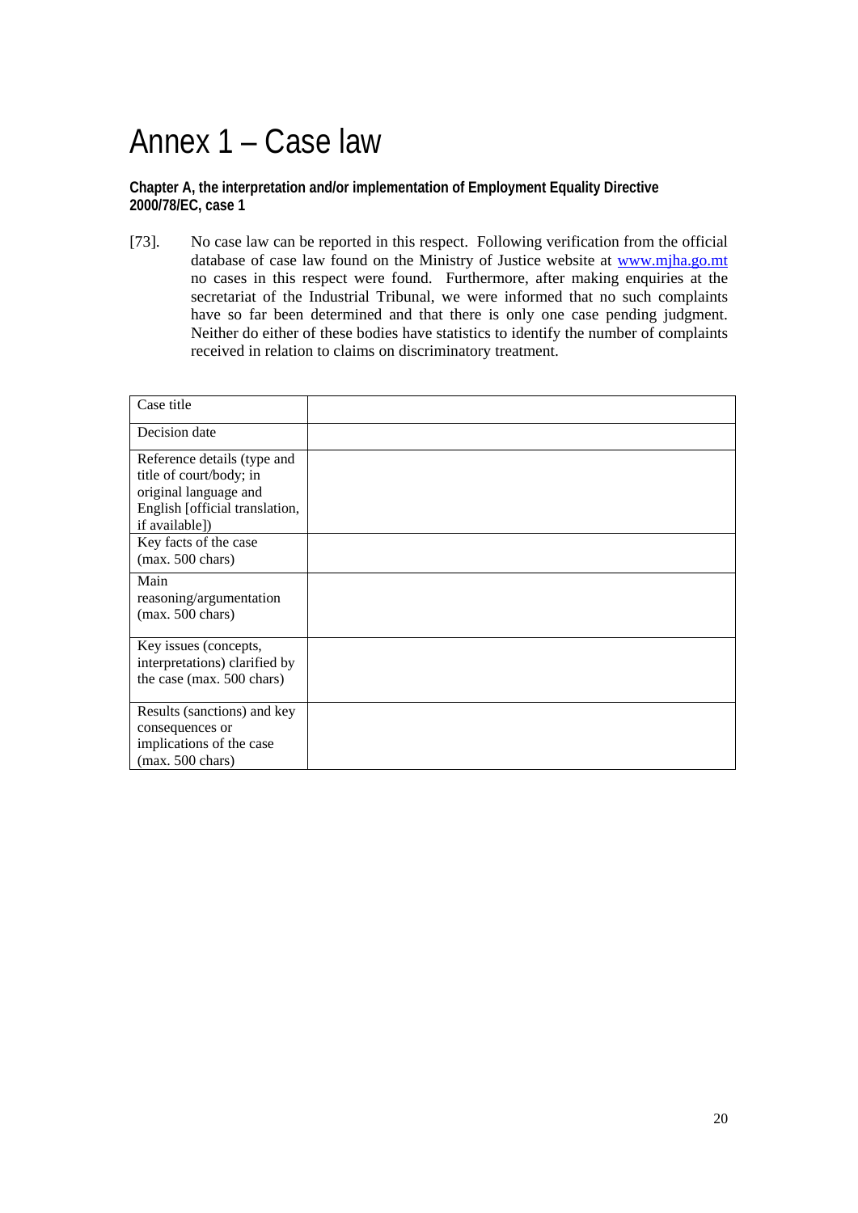# Annex 1 – Case law

**Chapter A, the interpretation and/or implementation of Employment Equality Directive 2000/78/EC, case 1**

[73]. No case law can be reported in this respect. Following verification from the official database of case law found on the Ministry of Justice website at www.mjha.go.mt no cases in this respect were found. Furthermore, after making enquiries at the secretariat of the Industrial Tribunal, we were informed that no such complaints have so far been determined and that there is only one case pending judgment. Neither do either of these bodies have statistics to identify the number of complaints received in relation to claims on discriminatory treatment.

| Case title | |
|---|---|
| Decision date | |
| Reference details (type and title of court/body; in original language and English [official translation, if available]) | |
| Key facts of the case (max. 500 chars) | |
| Main reasoning/argumentation (max. 500 chars) | |
| Key issues (concepts, interpretations) clarified by the case (max. 500 chars) | |
| Results (sanctions) and key consequences or implications of the case (max. 500 chars) | |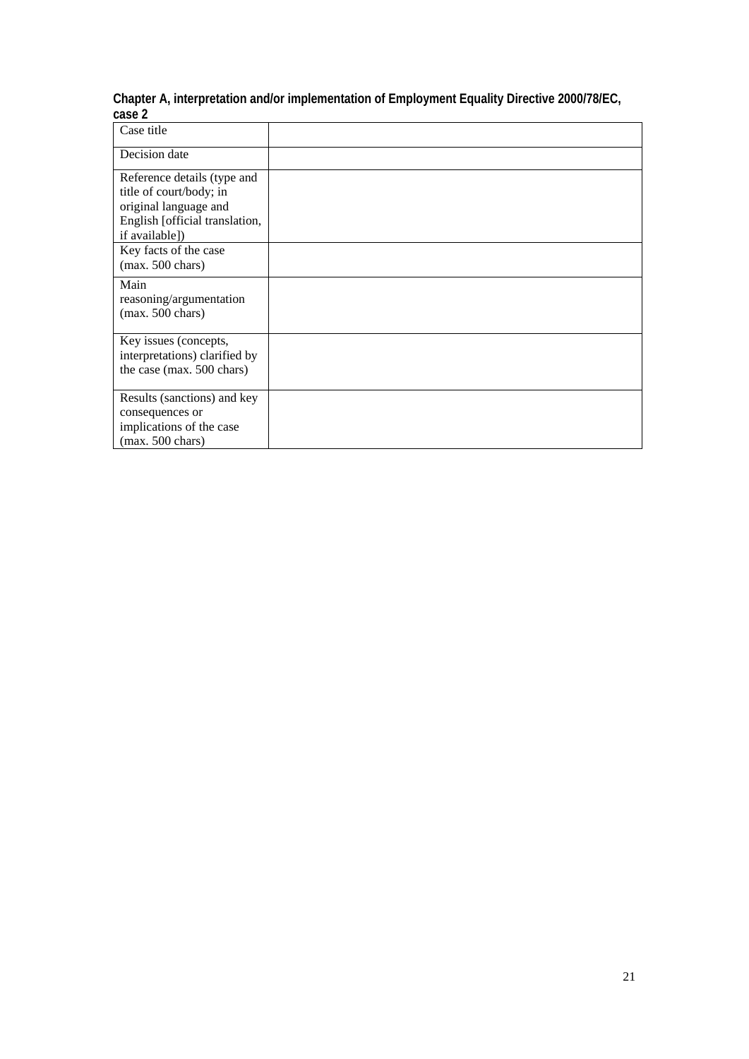**Chapter A, interpretation and/or implementation of Employment Equality Directive 2000/78/EC, case 2**

| | |
|---|---|
| Case title | |
| Decision date | |
| Reference details (type and title of court/body; in original language and English [official translation, if available]) | |
| Key facts of the case (max. 500 chars) | |
| Main reasoning/argumentation (max. 500 chars) | |
| Key issues (concepts, interpretations) clarified by the case (max. 500 chars) | |
| Results (sanctions) and key consequences or implications of the case (max. 500 chars) | |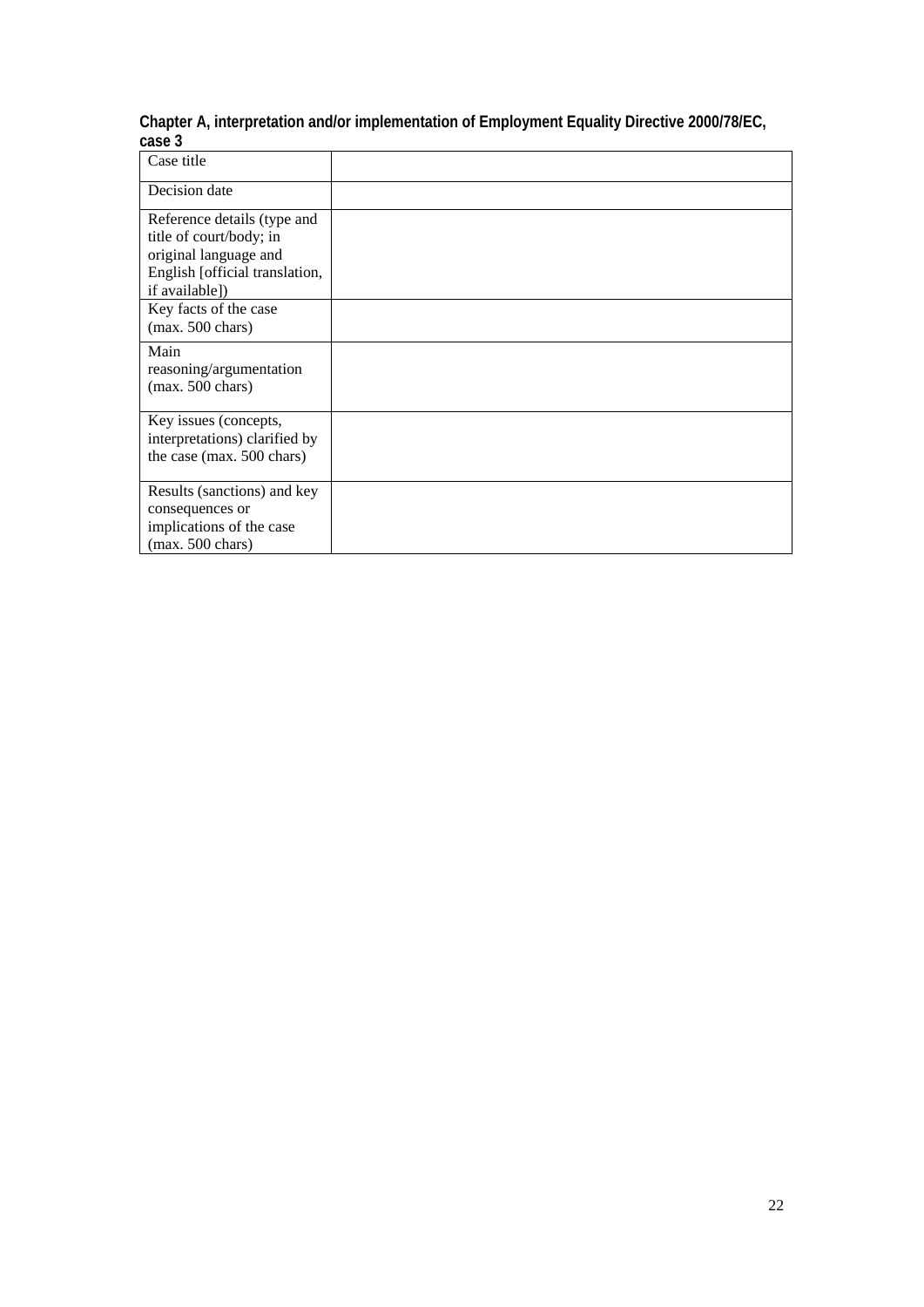**Chapter A, interpretation and/or implementation of Employment Equality Directive 2000/78/EC, case 3**

| | |
|---|---|
| Case title | |
| Decision date | |
| Reference details (type and title of court/body; in original language and English [official translation, if available]) | |
| Key facts of the case (max. 500 chars) | |
| Main reasoning/argumentation (max. 500 chars) | |
| Key issues (concepts, interpretations) clarified by the case (max. 500 chars) | |
| Results (sanctions) and key consequences or implications of the case (max. 500 chars) | |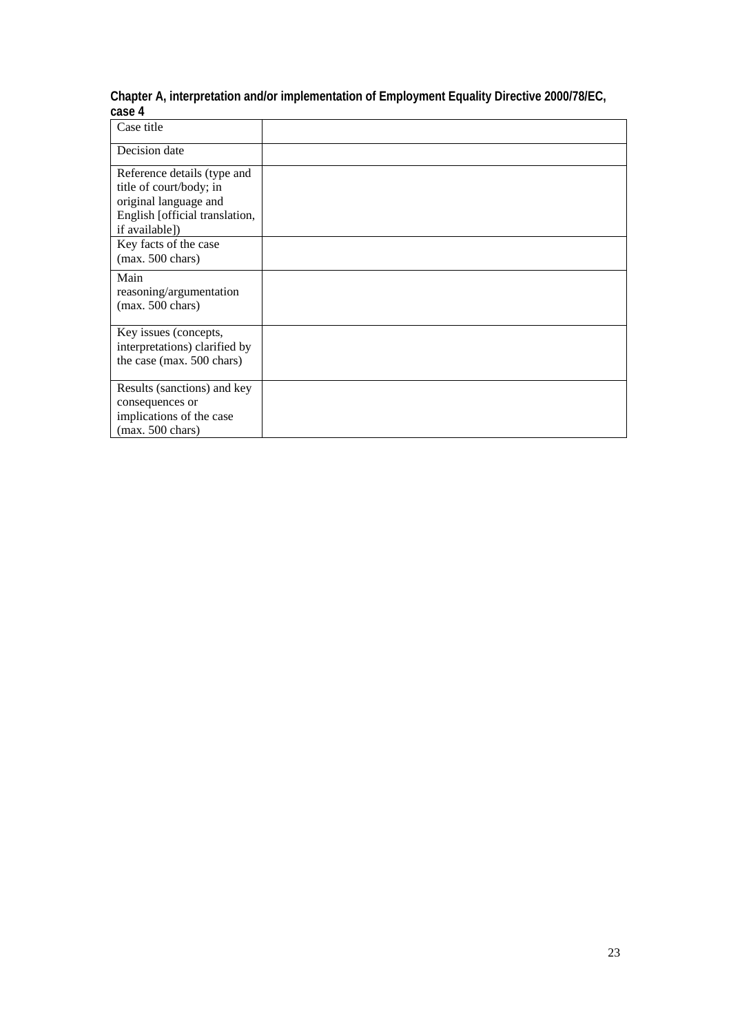**Chapter A, interpretation and/or implementation of Employment Equality Directive 2000/78/EC, case 4**

| Case title | |
|---|---|
| Decision date | |
| Reference details (type and title of court/body; in original language and English [official translation, if available]) | |
| Key facts of the case (max. 500 chars) | |
| Main reasoning/argumentation (max. 500 chars) | |
| Key issues (concepts, interpretations) clarified by the case (max. 500 chars) | |
| Results (sanctions) and key consequences or implications of the case (max. 500 chars) | |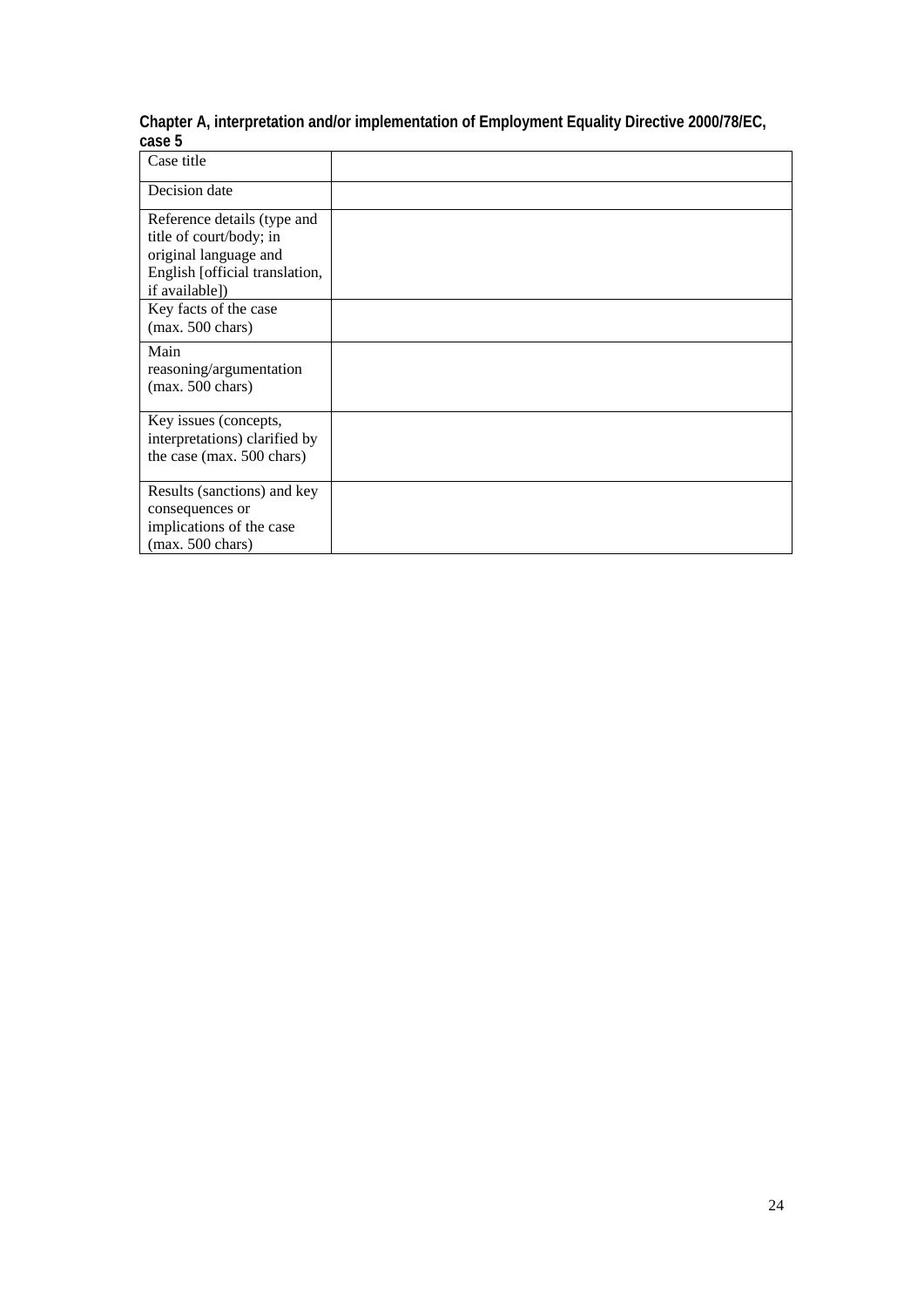**Chapter A, interpretation and/or implementation of Employment Equality Directive 2000/78/EC, case 5**

| | |
|---|---|
| Case title | |
| Decision date | |
| Reference details (type and title of court/body; in original language and English [official translation, if available]) | |
| Key facts of the case (max. 500 chars) | |
| Main reasoning/argumentation (max. 500 chars) | |
| Key issues (concepts, interpretations) clarified by the case (max. 500 chars) | |
| Results (sanctions) and key consequences or implications of the case (max. 500 chars) | |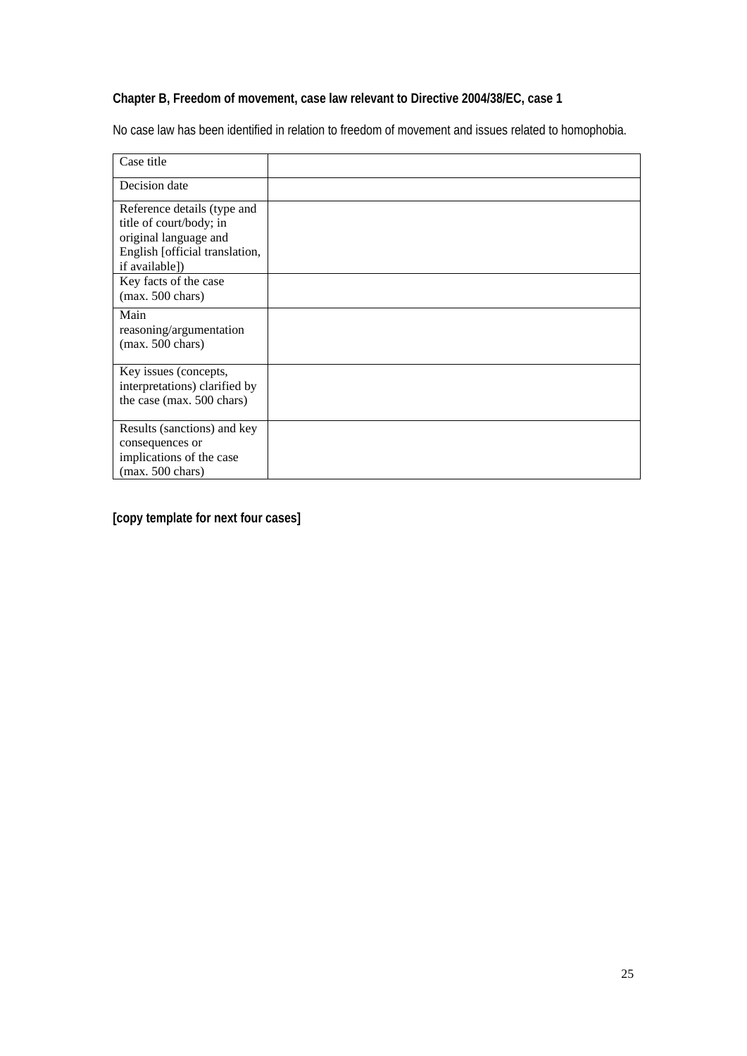**Chapter B, Freedom of movement, case law relevant to Directive 2004/38/EC, case 1**

No case law has been identified in relation to freedom of movement and issues related to homophobia.

| Case title | |
|---|---|
| Decision date | |
| Reference details (type and title of court/body; in original language and English [official translation, if available]) | |
| Key facts of the case (max. 500 chars) | |
| Main reasoning/argumentation (max. 500 chars) | |
| Key issues (concepts, interpretations) clarified by the case (max. 500 chars) | |
| Results (sanctions) and key consequences or implications of the case (max. 500 chars) | |

**[copy template for next four cases]**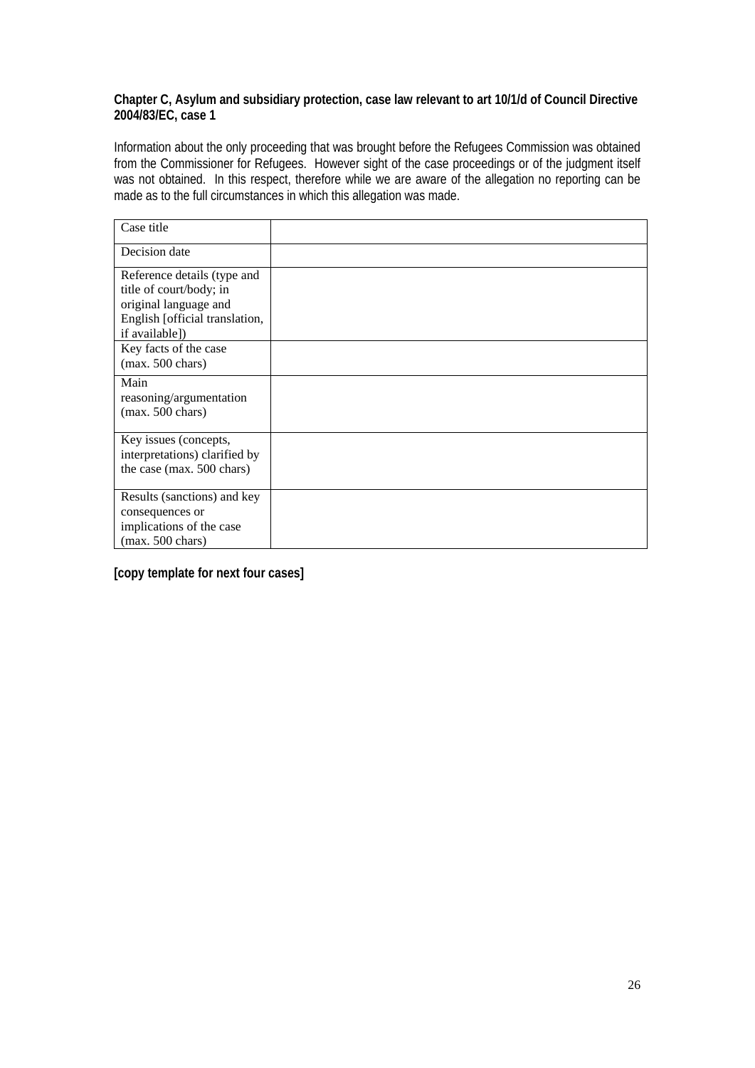**Chapter C, Asylum and subsidiary protection, case law relevant to art 10/1/d of Council Directive 2004/83/EC, case 1**

Information about the only proceeding that was brought before the Refugees Commission was obtained from the Commissioner for Refugees. However sight of the case proceedings or of the judgment itself was not obtained. In this respect, therefore while we are aware of the allegation no reporting can be made as to the full circumstances in which this allegation was made.

| Case title | |
|---|---|
| Decision date | |
| Reference details (type and title of court/body; in original language and English [official translation, if available]) | |
| Key facts of the case (max. 500 chars) | |
| Main reasoning/argumentation (max. 500 chars) | |
| Key issues (concepts, interpretations) clarified by the case (max. 500 chars) | |
| Results (sanctions) and key consequences or implications of the case (max. 500 chars) | |

**[copy template for next four cases]**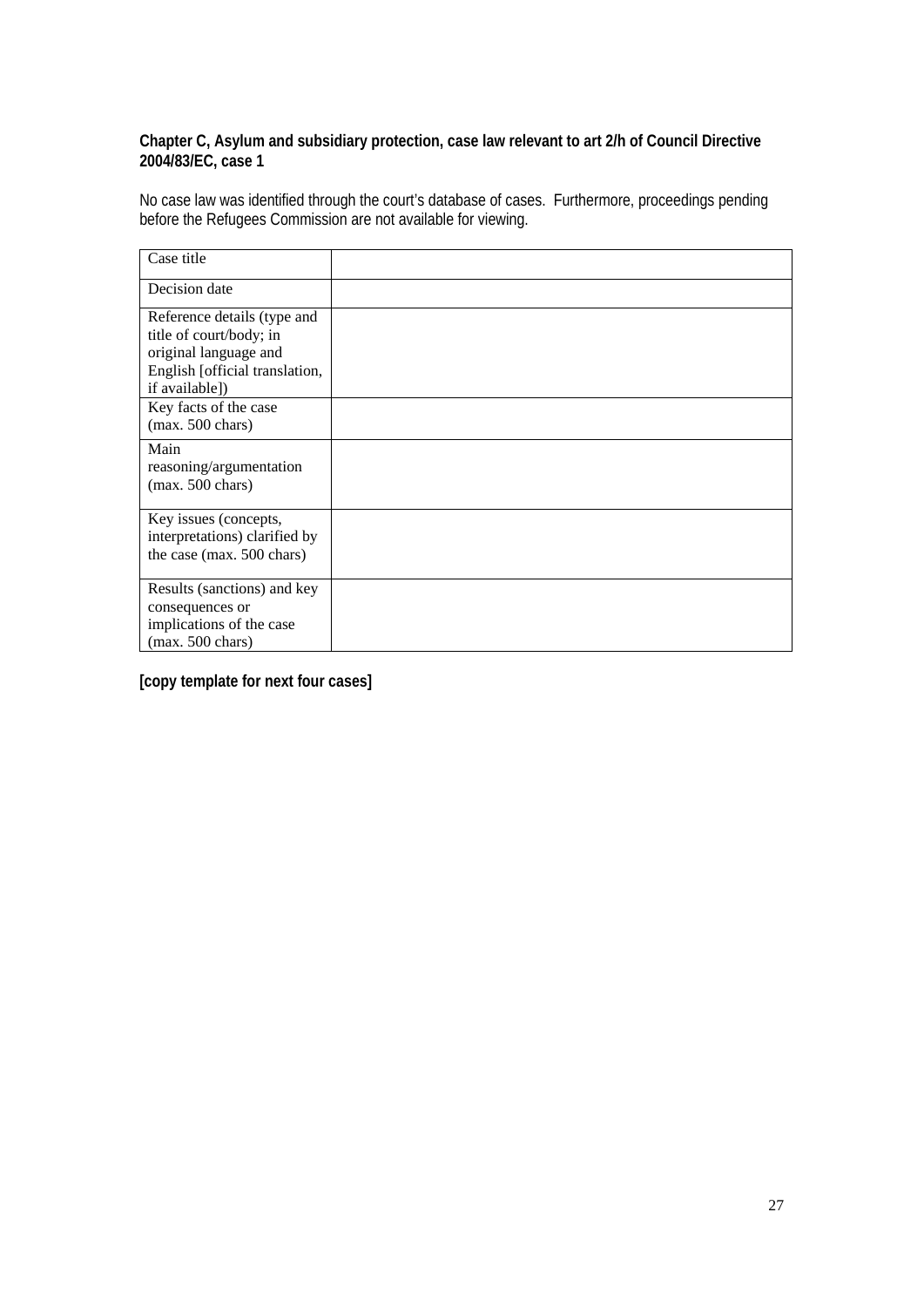**Chapter C, Asylum and subsidiary protection, case law relevant to art 2/h of Council Directive 2004/83/EC, case 1**

No case law was identified through the court's database of cases. Furthermore, proceedings pending before the Refugees Commission are not available for viewing.

| Case title | |
|---|---|
| Decision date | |
| Reference details (type and title of court/body; in original language and English [official translation, if available]) | |
| Key facts of the case (max. 500 chars) | |
| Main reasoning/argumentation (max. 500 chars) | |
| Key issues (concepts, interpretations) clarified by the case (max. 500 chars) | |
| Results (sanctions) and key consequences or implications of the case (max. 500 chars) | |

**[copy template for next four cases]**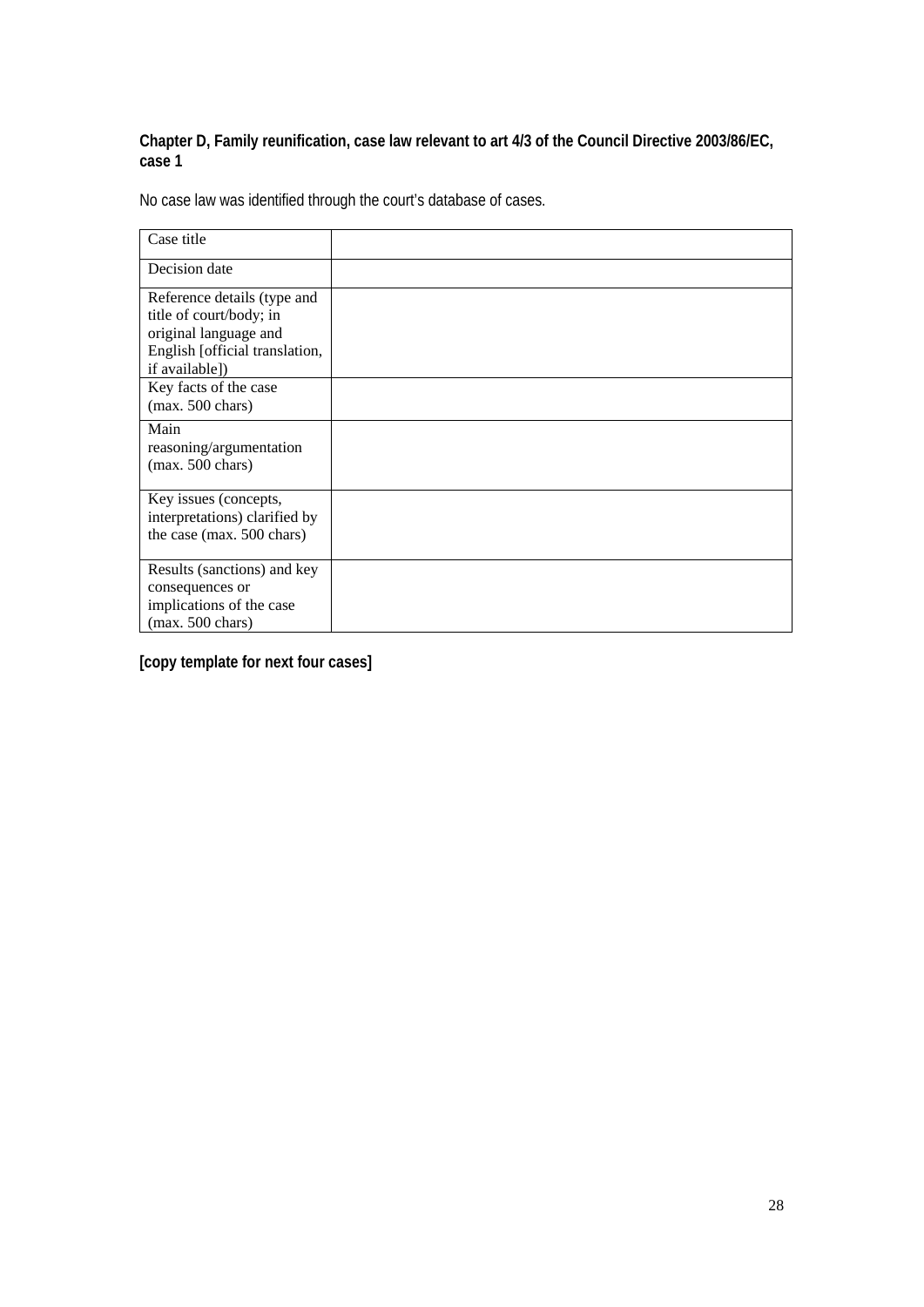**Chapter D, Family reunification, case law relevant to art 4/3 of the Council Directive 2003/86/EC, case 1**

No case law was identified through the court's database of cases.

| Case title | |
|---|---|
| Decision date | |
| Reference details (type and title of court/body; in original language and English [official translation, if available]) | |
| Key facts of the case (max. 500 chars) | |
| Main reasoning/argumentation (max. 500 chars) | |
| Key issues (concepts, interpretations) clarified by the case (max. 500 chars) | |
| Results (sanctions) and key consequences or implications of the case (max. 500 chars) | |

**[copy template for next four cases]**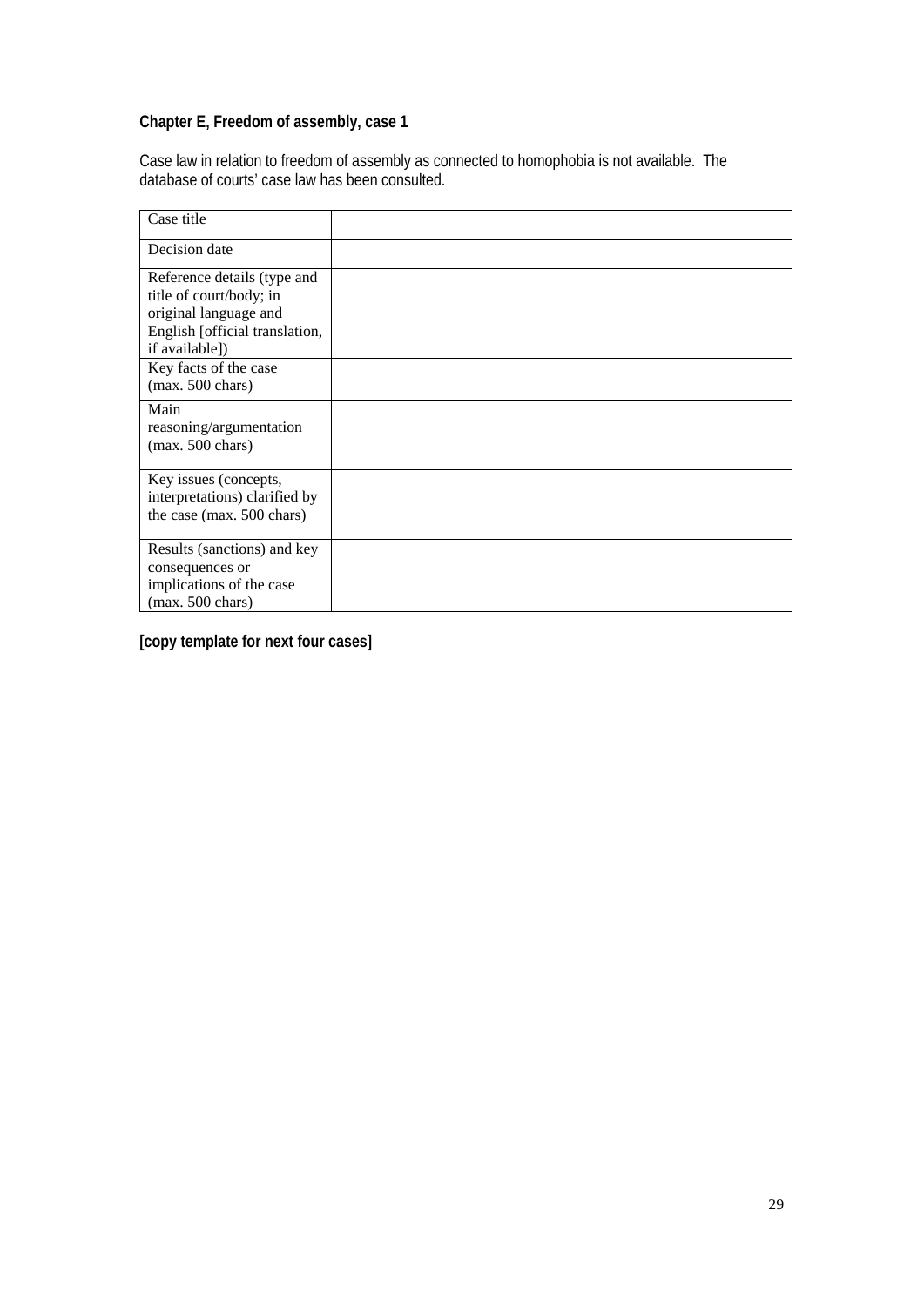**Chapter E, Freedom of assembly, case 1**

Case law in relation to freedom of assembly as connected to homophobia is not available. The database of courts' case law has been consulted.

| Case title | |
|---|---|
| Decision date | |
| Reference details (type and title of court/body; in original language and English [official translation, if available]) | |
| Key facts of the case (max. 500 chars) | |
| Main reasoning/argumentation (max. 500 chars) | |
| Key issues (concepts, interpretations) clarified by the case (max. 500 chars) | |
| Results (sanctions) and key consequences or implications of the case (max. 500 chars) | |

**[copy template for next four cases]**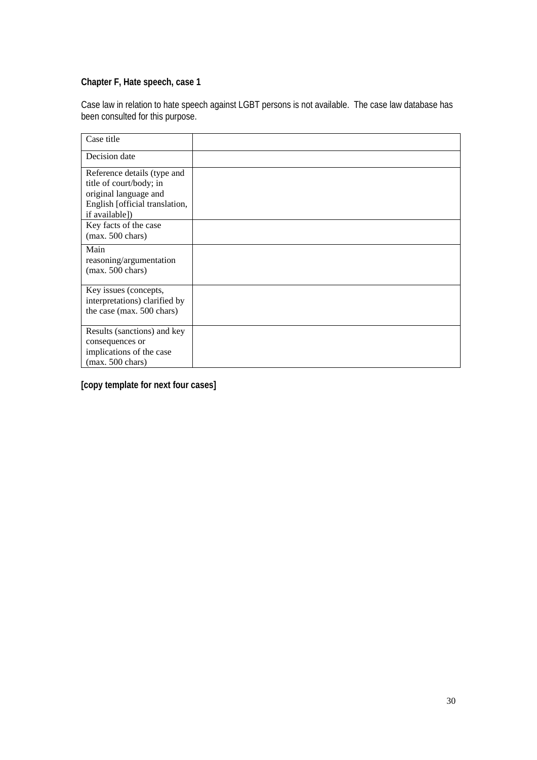**Chapter F, Hate speech, case 1**

Case law in relation to hate speech against LGBT persons is not available. The case law database has been consulted for this purpose.

| Case title | |
|---|---|
| Decision date | |
| Reference details (type and title of court/body; in original language and English [official translation, if available]) | |
| Key facts of the case (max. 500 chars) | |
| Main reasoning/argumentation (max. 500 chars) | |
| Key issues (concepts, interpretations) clarified by the case (max. 500 chars) | |
| Results (sanctions) and key consequences or implications of the case (max. 500 chars) | |

**[copy template for next four cases]**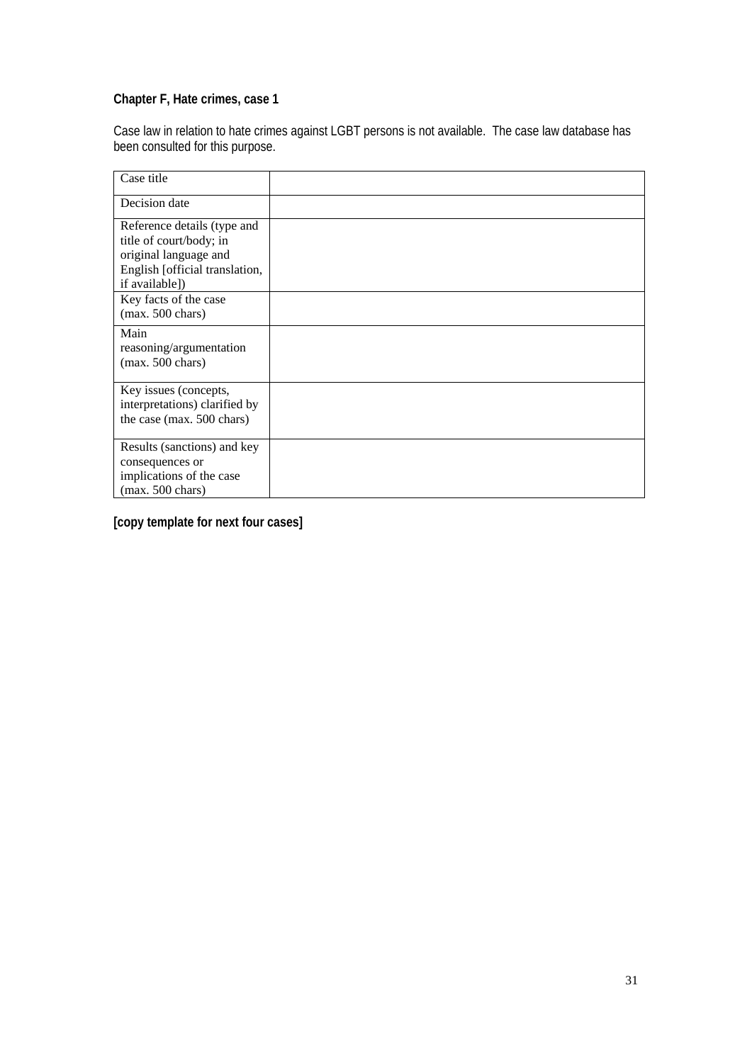**Chapter F, Hate crimes, case 1**

Case law in relation to hate crimes against LGBT persons is not available. The case law database has been consulted for this purpose.

| | |
|---|---|
| Case title | |
| Decision date | |
| Reference details (type and title of court/body; in original language and English [official translation, if available]) | |
| Key facts of the case (max. 500 chars) | |
| Main reasoning/argumentation (max. 500 chars) | |
| Key issues (concepts, interpretations) clarified by the case (max. 500 chars) | |
| Results (sanctions) and key consequences or implications of the case (max. 500 chars) | |

**[copy template for next four cases]**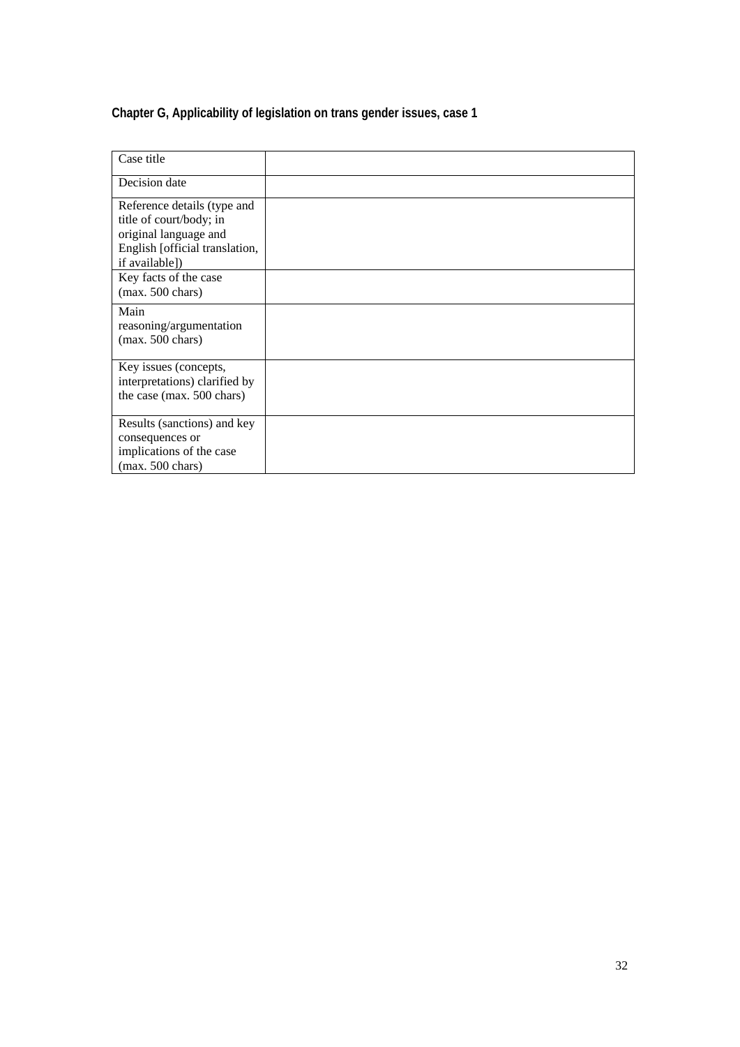**Chapter G, Applicability of legislation on trans gender issues, case 1**

| Case title | |
|---|---|
| Decision date | |
| Reference details (type and title of court/body; in original language and English [official translation, if available]) | |
| Key facts of the case (max. 500 chars) | |
| Main reasoning/argumentation (max. 500 chars) | |
| Key issues (concepts, interpretations) clarified by the case (max. 500 chars) | |
| Results (sanctions) and key consequences or implications of the case (max. 500 chars) | |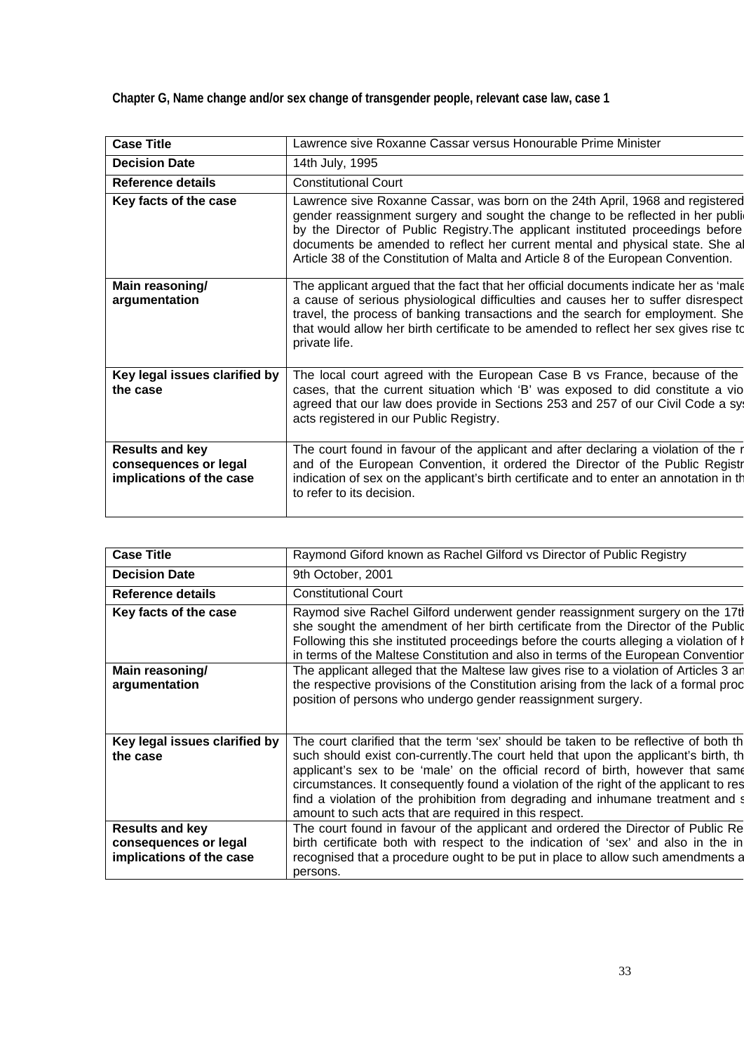**Chapter G, Name change and/or sex change of transgender people, relevant case law, case 1**

| Case Title | Lawrence sive Roxanne Cassar versus Honourable Prime Minister |
|---|---|
| Decision Date | 14th July, 1995 |
| Reference details | Constitutional Court |
| Key facts of the case | Lawrence sive Roxanne Cassar, was born on the 24th April, 1968 and registered gender reassignment surgery and sought the change to be reflected in her publi by the Director of Public Registry.The applicant instituted proceedings before documents be amended to reflect her current mental and physical state. She al Article 38 of the Constitution of Malta and Article 8 of the European Convention. |
| Main reasoning/ argumentation | The applicant argued that the fact that her official documents indicate her as 'male a cause of serious physiological difficulties and causes her to suffer disrespect travel, the process of banking transactions and the search for employment. She that would allow her birth certificate to be amended to reflect her sex gives rise to private life. |
| Key legal issues clarified by the case | The local court agreed with the European Case B vs France, because of the cases, that the current situation which 'B' was exposed to did constitute a vio agreed that our law does provide in Sections 253 and 257 of our Civil Code a sys acts registered in our Public Registry. |
| Results and key consequences or legal implications of the case | The court found in favour of the applicant and after declaring a violation of the r and of the European Convention, it ordered the Director of the Public Registr indication of sex on the applicant's birth certificate and to enter an annotation in th to refer to its decision. |

| Case Title | Raymond Giford known as Rachel Gilford vs Director of Public Registry |
|---|---|
| Decision Date | 9th October, 2001 |
| Reference details | Constitutional Court |
| Key facts of the case | Raymod sive Rachel Gilford underwent gender reassignment surgery on the 17th she sought the amendment of her birth certificate from the Director of the Public Following this she instituted proceedings before the courts alleging a violation of h in terms of the Maltese Constitution and also in terms of the European Convention |
| Main reasoning/ argumentation | The applicant alleged that the Maltese law gives rise to a violation of Articles 3 an the respective provisions of the Constitution arising from the lack of a formal proc position of persons who undergo gender reassignment surgery. |
| Key legal issues clarified by the case | The court clarified that the term 'sex' should be taken to be reflective of both th such should exist con-currently.The court held that upon the applicant's birth, th applicant's sex to be 'male' on the official record of birth, however that same circumstances. It consequently found a violation of the right of the applicant to res find a violation of the prohibition from degrading and inhumane treatment and s amount to such acts that are required in this respect. |
| Results and key consequences or legal implications of the case | The court found in favour of the applicant and ordered the Director of Public Re birth certificate both with respect to the indication of 'sex' and also in the in recognised that a procedure ought to be put in place to allow such amendments a persons. |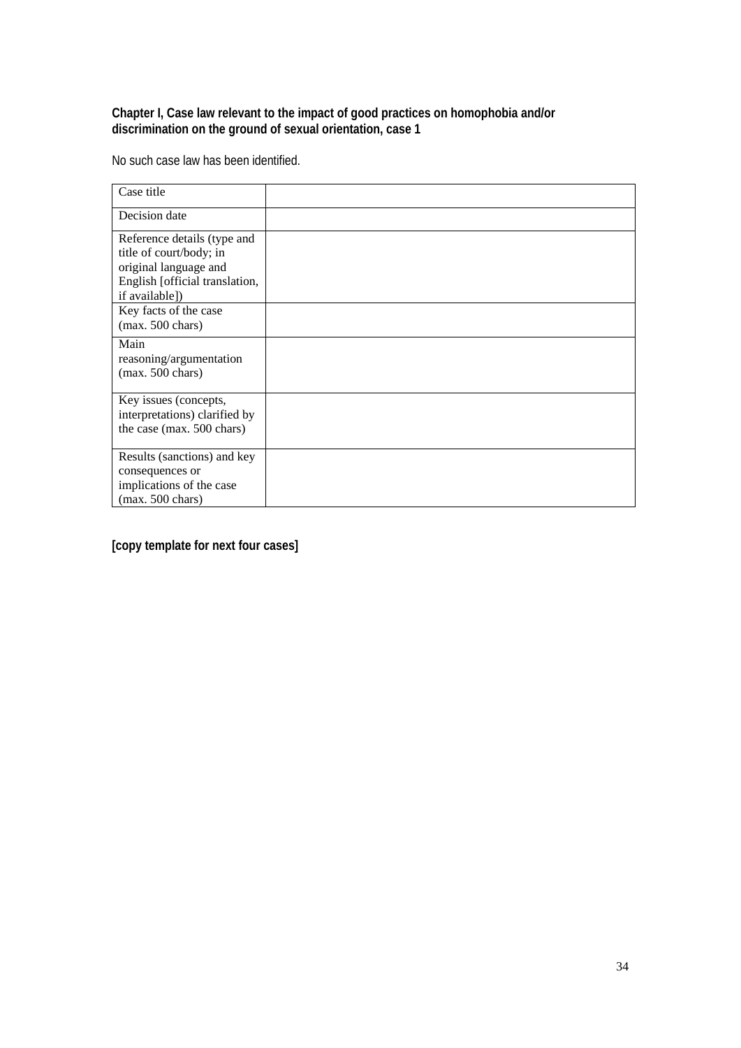**Chapter I, Case law relevant to the impact of good practices on homophobia and/or discrimination on the ground of sexual orientation, case 1**

No such case law has been identified.

| | |
|---|---|
| Case title | |
| Decision date | |
| Reference details (type and title of court/body; in original language and English [official translation, if available]) | |
| Key facts of the case (max. 500 chars) | |
| Main reasoning/argumentation (max. 500 chars) | |
| Key issues (concepts, interpretations) clarified by the case (max. 500 chars) | |
| Results (sanctions) and key consequences or implications of the case (max. 500 chars) | |

**[copy template for next four cases]**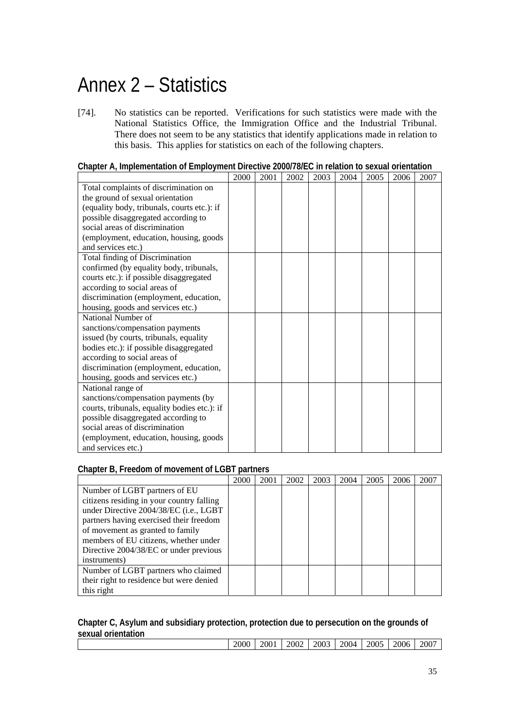# Annex 2 – Statistics

[74]. No statistics can be reported. Verifications for such statistics were made with the National Statistics Office, the Immigration Office and the Industrial Tribunal. There does not seem to be any statistics that identify applications made in relation to this basis. This applies for statistics on each of the following chapters.

**Chapter A, Implementation of Employment Directive 2000/78/EC in relation to sexual orientation**

| | 2000 | 2001 | 2002 | 2003 | 2004 | 2005 | 2006 | 2007 |
|---|---|---|---|---|---|---|---|---|
| Total complaints of discrimination on the ground of sexual orientation (equality body, tribunals, courts etc.): if possible disaggregated according to social areas of discrimination (employment, education, housing, goods and services etc.) | | | | | | | | |
| Total finding of Discrimination confirmed (by equality body, tribunals, courts etc.): if possible disaggregated according to social areas of discrimination (employment, education, housing, goods and services etc.) | | | | | | | | |
| National Number of sanctions/compensation payments issued (by courts, tribunals, equality bodies etc.): if possible disaggregated according to social areas of discrimination (employment, education, housing, goods and services etc.) | | | | | | | | |
| National range of sanctions/compensation payments (by courts, tribunals, equality bodies etc.): if possible disaggregated according to social areas of discrimination (employment, education, housing, goods and services etc.) | | | | | | | | |

**Chapter B, Freedom of movement of LGBT partners**

| | 2000 | 2001 | 2002 | 2003 | 2004 | 2005 | 2006 | 2007 |
|---|---|---|---|---|---|---|---|---|
| Number of LGBT partners of EU citizens residing in your country falling under Directive 2004/38/EC (i.e., LGBT partners having exercised their freedom of movement as granted to family members of EU citizens, whether under Directive 2004/38/EC or under previous instruments) | | | | | | | | |
| Number of LGBT partners who claimed their right to residence but were denied this right | | | | | | | | |

**Chapter C, Asylum and subsidiary protection, protection due to persecution on the grounds of sexual orientation**

| | 2000 | 2001 | 2002 | 2003 | 2004 | 2005 | 2006 | 2007 |
|---|---|---|---|---|---|---|---|---|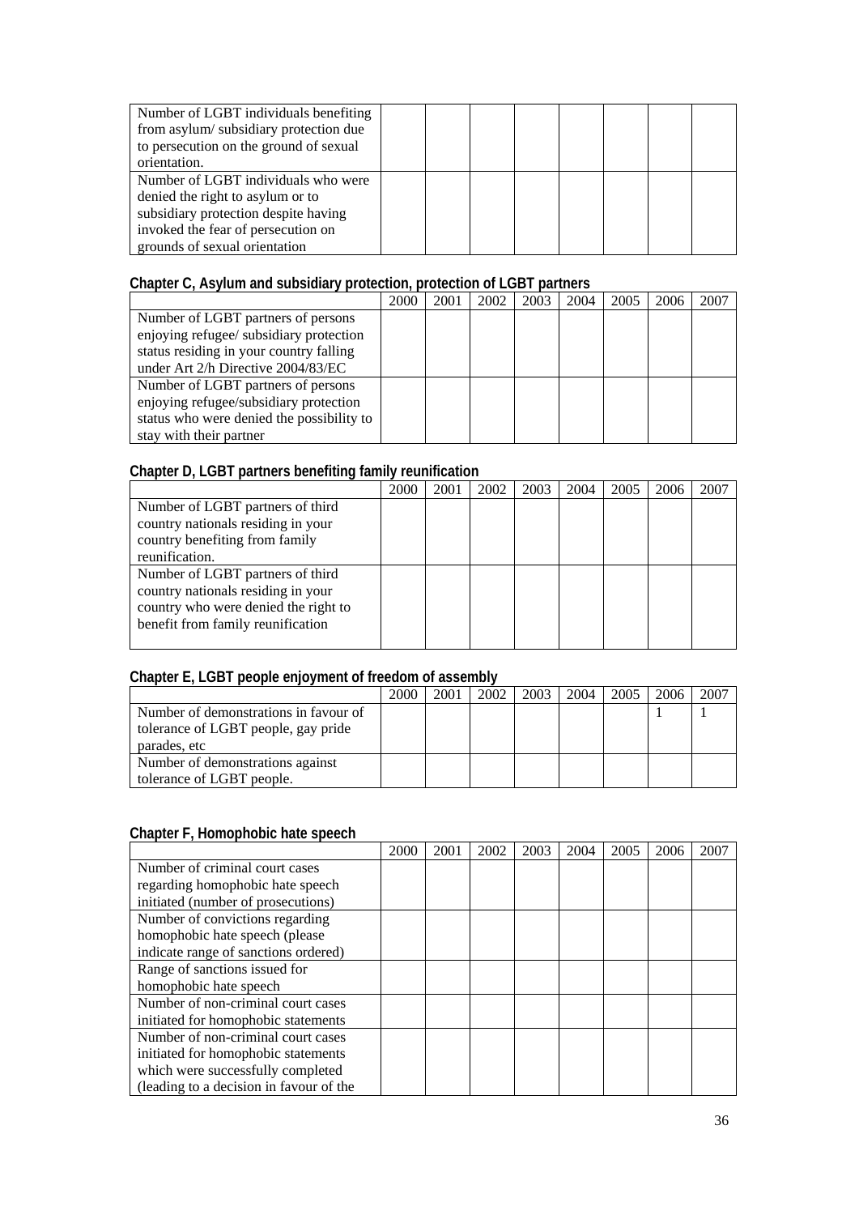| | | | | | | | | |
|---|---|---|---|---|---|---|---|---|
| Number of LGBT individuals benefiting from asylum/ subsidiary protection due to persecution on the ground of sexual orientation. | | | | | | | | |
| Number of LGBT individuals who were denied the right to asylum or to subsidiary protection despite having invoked the fear of persecution on grounds of sexual orientation | | | | | | | | |

**Chapter C, Asylum and subsidiary protection, protection of LGBT partners**

| | 2000 | 2001 | 2002 | 2003 | 2004 | 2005 | 2006 | 2007 |
|---|---|---|---|---|---|---|---|---|
| Number of LGBT partners of persons enjoying refugee/ subsidiary protection status residing in your country falling under Art 2/h Directive 2004/83/EC | | | | | | | | |
| Number of LGBT partners of persons enjoying refugee/subsidiary protection status who were denied the possibility to stay with their partner | | | | | | | | |

**Chapter D, LGBT partners benefiting family reunification**

| | 2000 | 2001 | 2002 | 2003 | 2004 | 2005 | 2006 | 2007 |
|---|---|---|---|---|---|---|---|---|
| Number of LGBT partners of third country nationals residing in your country benefiting from family reunification. | | | | | | | | |
| Number of LGBT partners of third country nationals residing in your country who were denied the right to benefit from family reunification | | | | | | | | |

**Chapter E, LGBT people enjoyment of freedom of assembly**

| | 2000 | 2001 | 2002 | 2003 | 2004 | 2005 | 2006 | 2007 |
|---|---|---|---|---|---|---|---|---|
| Number of demonstrations in favour of tolerance of LGBT people, gay pride parades, etc | | | | | | | 1 | 1 |
| Number of demonstrations against tolerance of LGBT people. | | | | | | | | |

**Chapter F, Homophobic hate speech**

| | 2000 | 2001 | 2002 | 2003 | 2004 | 2005 | 2006 | 2007 |
|---|---|---|---|---|---|---|---|---|
| Number of criminal court cases regarding homophobic hate speech initiated (number of prosecutions) | | | | | | | | |
| Number of convictions regarding homophobic hate speech (please indicate range of sanctions ordered) | | | | | | | | |
| Range of sanctions issued for homophobic hate speech | | | | | | | | |
| Number of non-criminal court cases initiated for homophobic statements | | | | | | | | |
| Number of non-criminal court cases initiated for homophobic statements which were successfully completed (leading to a decision in favour of the | | | | | | | | |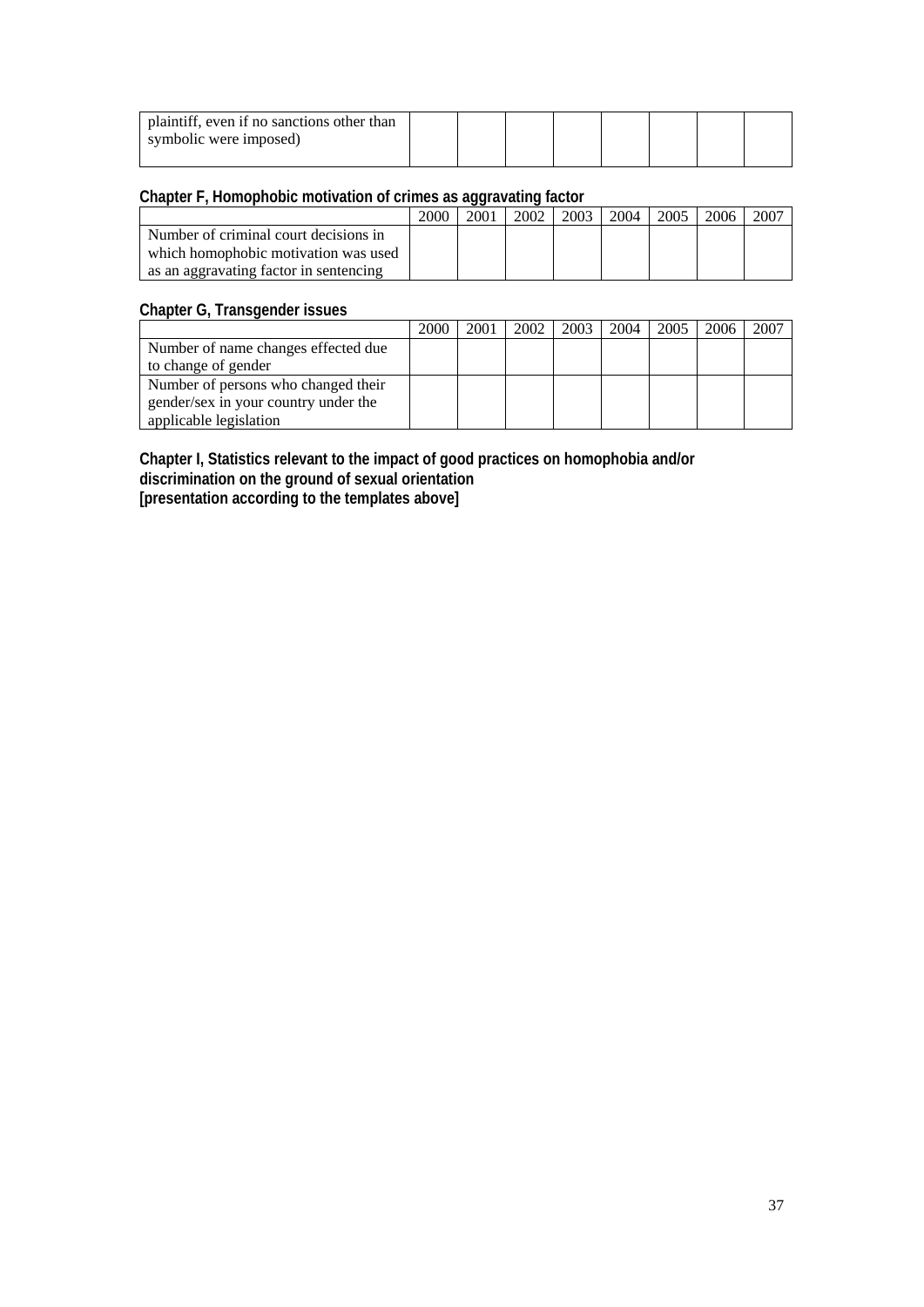| | | | | | | | | |
|---|---|---|---|---|---|---|---|---|
| plaintiff, even if no sanctions other than symbolic were imposed) | | | | | | | | |

**Chapter F, Homophobic motivation of crimes as aggravating factor**

| | 2000 | 2001 | 2002 | 2003 | 2004 | 2005 | 2006 | 2007 |
|---|---|---|---|---|---|---|---|---|
| Number of criminal court decisions in which homophobic motivation was used as an aggravating factor in sentencing | | | | | | | | |

**Chapter G, Transgender issues**

| | 2000 | 2001 | 2002 | 2003 | 2004 | 2005 | 2006 | 2007 |
|---|---|---|---|---|---|---|---|---|
| Number of name changes effected due to change of gender | | | | | | | | |
| Number of persons who changed their gender/sex in your country under the applicable legislation | | | | | | | | |

**Chapter I, Statistics relevant to the impact of good practices on homophobia and/or discrimination on the ground of sexual orientation**
**[presentation according to the templates above]**